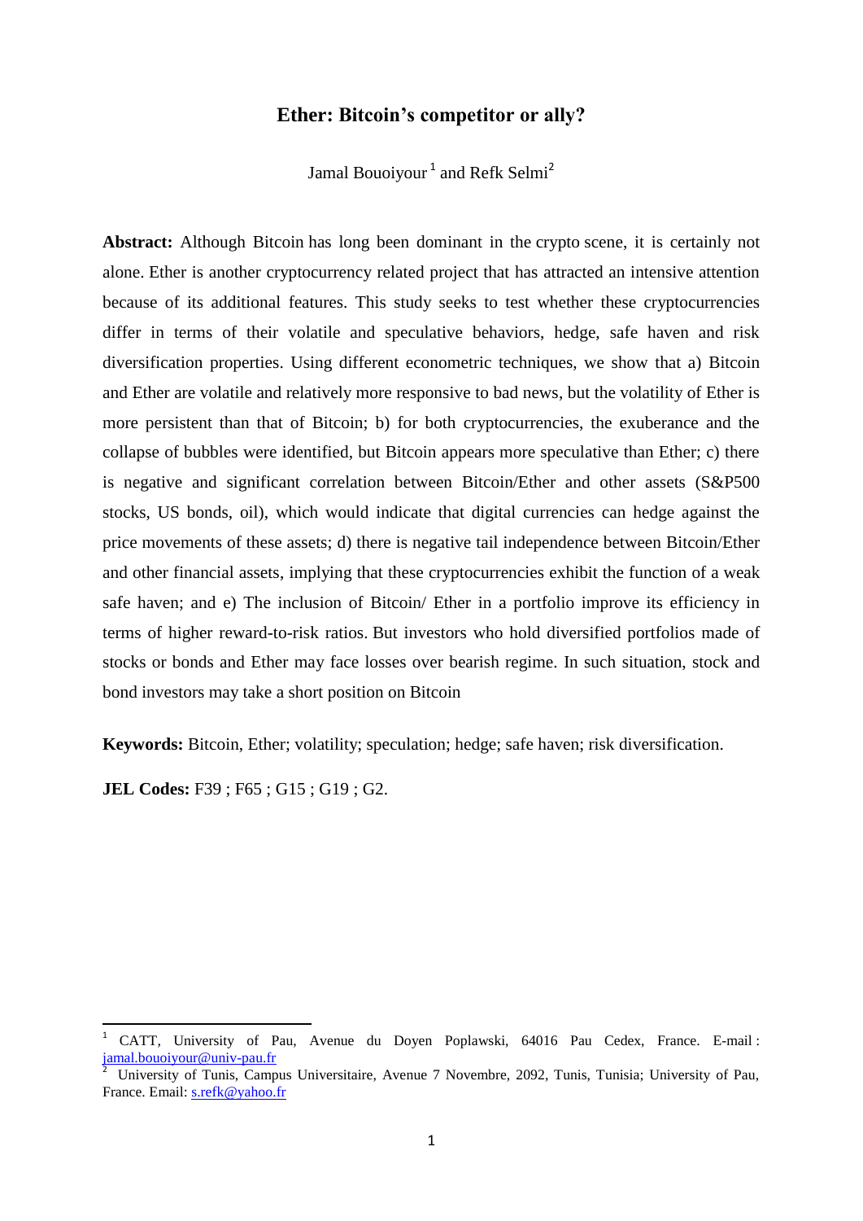# Ether: Bitcoin's competitor or ally?

Jamal Bouoiyour [1] and Refk Selmi[2]

**Abstract:** Although Bitcoin has long been dominant in the crypto scene, it is certainly not alone. Ether is another cryptocurrency related project that has attracted an intensive attention because of its additional features. This study seeks to test whether these cryptocurrencies differ in terms of their volatile and speculative behaviors, hedge, safe haven and risk diversification properties. Using different econometric techniques, we show that a) Bitcoin and Ether are volatile and relatively more responsive to bad news, but the volatility of Ether is more persistent than that of Bitcoin; b) for both cryptocurrencies, the exuberance and the collapse of bubbles were identified, but Bitcoin appears more speculative than Ether; c) there is negative and significant correlation between Bitcoin/Ether and other assets (S&P500 stocks, US bonds, oil), which would indicate that digital currencies can hedge against the price movements of these assets; d) there is negative tail independence between Bitcoin/Ether and other financial assets, implying that these cryptocurrencies exhibit the function of a weak safe haven; and e) The inclusion of Bitcoin/ Ether in a portfolio improve its efficiency in terms of higher reward-to-risk ratios. But investors who hold diversified portfolios made of stocks or bonds and Ether may face losses over bearish regime. In such situation, stock and bond investors may take a short position on Bitcoin

**Keywords:** Bitcoin, Ether; volatility; speculation; hedge; safe haven; risk diversification.

**JEL Codes:** F39 ; F65 ; G15 ; G19 ; G2.

[1] CATT, University of Pau, Avenue du Doyen Poplawski, 64016 Pau Cedex, France. E-mail : jamal.bouoiyour@univ-pau.fr

[2] University of Tunis, Campus Universitaire, Avenue 7 Novembre, 2092, Tunis, Tunisia; University of Pau, France. Email: s.refk@yahoo.fr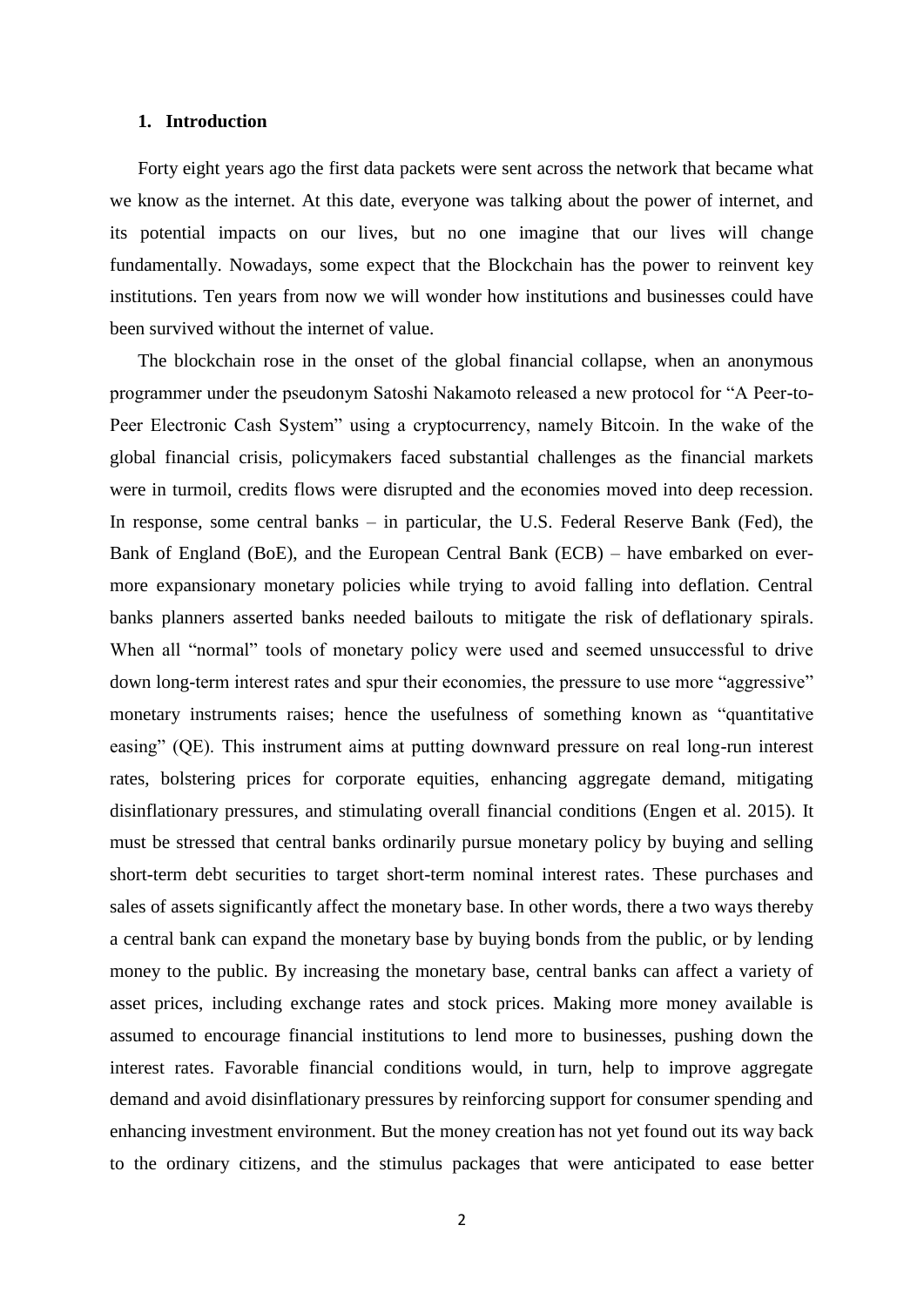## 1. Introduction

Forty eight years ago the first data packets were sent across the network that became what we know as the internet. At this date, everyone was talking about the power of internet, and its potential impacts on our lives, but no one imagine that our lives will change fundamentally. Nowadays, some expect that the Blockchain has the power to reinvent key institutions. Ten years from now we will wonder how institutions and businesses could have been survived without the internet of value.

The blockchain rose in the onset of the global financial collapse, when an anonymous programmer under the pseudonym Satoshi Nakamoto released a new protocol for "A Peer-to-Peer Electronic Cash System" using a cryptocurrency, namely Bitcoin. In the wake of the global financial crisis, policymakers faced substantial challenges as the financial markets were in turmoil, credits flows were disrupted and the economies moved into deep recession. In response, some central banks – in particular, the U.S. Federal Reserve Bank (Fed), the Bank of England (BoE), and the European Central Bank (ECB) – have embarked on ever-more expansionary monetary policies while trying to avoid falling into deflation. Central banks planners asserted banks needed bailouts to mitigate the risk of deflationary spirals. When all "normal" tools of monetary policy were used and seemed unsuccessful to drive down long-term interest rates and spur their economies, the pressure to use more "aggressive" monetary instruments raises; hence the usefulness of something known as "quantitative easing" (QE). This instrument aims at putting downward pressure on real long-run interest rates, bolstering prices for corporate equities, enhancing aggregate demand, mitigating disinflationary pressures, and stimulating overall financial conditions (Engen et al. 2015). It must be stressed that central banks ordinarily pursue monetary policy by buying and selling short-term debt securities to target short-term nominal interest rates. These purchases and sales of assets significantly affect the monetary base. In other words, there a two ways thereby a central bank can expand the monetary base by buying bonds from the public, or by lending money to the public. By increasing the monetary base, central banks can affect a variety of asset prices, including exchange rates and stock prices. Making more money available is assumed to encourage financial institutions to lend more to businesses, pushing down the interest rates. Favorable financial conditions would, in turn, help to improve aggregate demand and avoid disinflationary pressures by reinforcing support for consumer spending and enhancing investment environment. But the money creation has not yet found out its way back to the ordinary citizens, and the stimulus packages that were anticipated to ease better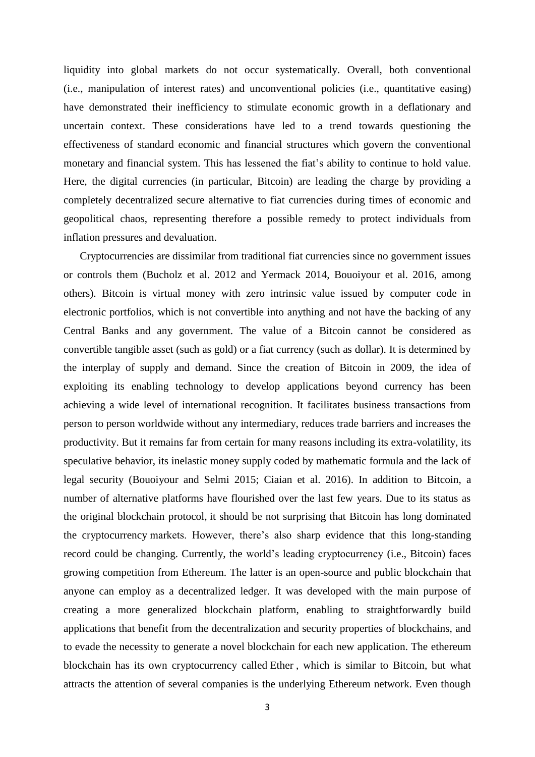liquidity into global markets do not occur systematically. Overall, both conventional (i.e., manipulation of interest rates) and unconventional policies (i.e., quantitative easing) have demonstrated their inefficiency to stimulate economic growth in a deflationary and uncertain context. These considerations have led to a trend towards questioning the effectiveness of standard economic and financial structures which govern the conventional monetary and financial system. This has lessened the fiat's ability to continue to hold value. Here, the digital currencies (in particular, Bitcoin) are leading the charge by providing a completely decentralized secure alternative to fiat currencies during times of economic and geopolitical chaos, representing therefore a possible remedy to protect individuals from inflation pressures and devaluation.

Cryptocurrencies are dissimilar from traditional fiat currencies since no government issues or controls them (Bucholz et al. 2012 and Yermack 2014, Bouoiyour et al. 2016, among others). Bitcoin is virtual money with zero intrinsic value issued by computer code in electronic portfolios, which is not convertible into anything and not have the backing of any Central Banks and any government. The value of a Bitcoin cannot be considered as convertible tangible asset (such as gold) or a fiat currency (such as dollar). It is determined by the interplay of supply and demand. Since the creation of Bitcoin in 2009, the idea of exploiting its enabling technology to develop applications beyond currency has been achieving a wide level of international recognition. It facilitates business transactions from person to person worldwide without any intermediary, reduces trade barriers and increases the productivity. But it remains far from certain for many reasons including its extra-volatility, its speculative behavior, its inelastic money supply coded by mathematic formula and the lack of legal security (Bouoiyour and Selmi 2015; Ciaian et al. 2016). In addition to Bitcoin, a number of alternative platforms have flourished over the last few years. Due to its status as the original blockchain protocol, it should be not surprising that Bitcoin has long dominated the cryptocurrency markets. However, there's also sharp evidence that this long-standing record could be changing. Currently, the world's leading cryptocurrency (i.e., Bitcoin) faces growing competition from Ethereum. The latter is an open-source and public blockchain that anyone can employ as a decentralized ledger. It was developed with the main purpose of creating a more generalized blockchain platform, enabling to straightforwardly build applications that benefit from the decentralization and security properties of blockchains, and to evade the necessity to generate a novel blockchain for each new application. The ethereum blockchain has its own cryptocurrency called Ether , which is similar to Bitcoin, but what attracts the attention of several companies is the underlying Ethereum network. Even though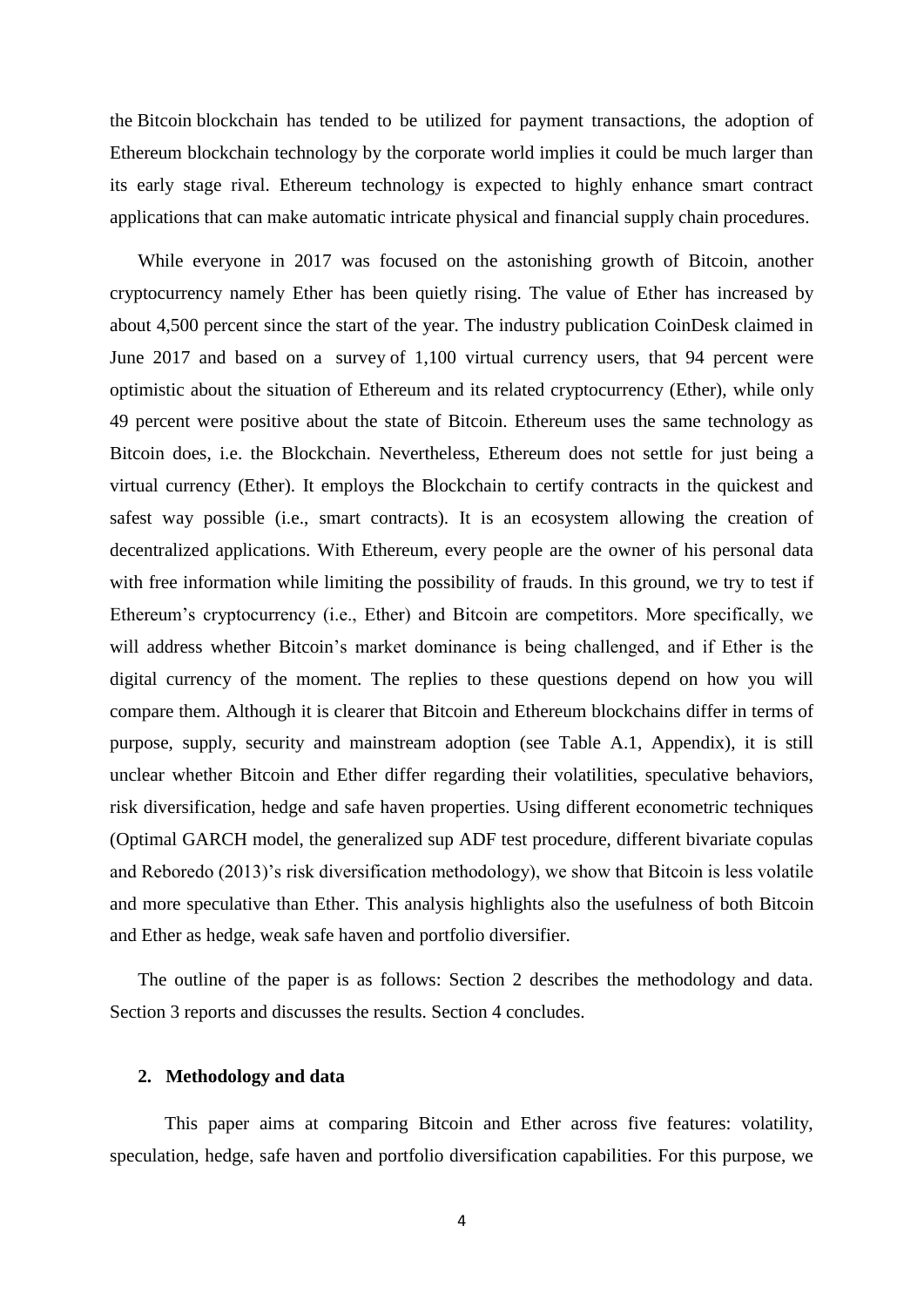the Bitcoin blockchain has tended to be utilized for payment transactions, the adoption of Ethereum blockchain technology by the corporate world implies it could be much larger than its early stage rival. Ethereum technology is expected to highly enhance smart contract applications that can make automatic intricate physical and financial supply chain procedures.

While everyone in 2017 was focused on the astonishing growth of Bitcoin, another cryptocurrency namely Ether has been quietly rising. The value of Ether has increased by about 4,500 percent since the start of the year. The industry publication CoinDesk claimed in June 2017 and based on a survey of 1,100 virtual currency users, that 94 percent were optimistic about the situation of Ethereum and its related cryptocurrency (Ether), while only 49 percent were positive about the state of Bitcoin. Ethereum uses the same technology as Bitcoin does, i.e. the Blockchain. Nevertheless, Ethereum does not settle for just being a virtual currency (Ether). It employs the Blockchain to certify contracts in the quickest and safest way possible (i.e., smart contracts). It is an ecosystem allowing the creation of decentralized applications. With Ethereum, every people are the owner of his personal data with free information while limiting the possibility of frauds. In this ground, we try to test if Ethereum's cryptocurrency (i.e., Ether) and Bitcoin are competitors. More specifically, we will address whether Bitcoin's market dominance is being challenged, and if Ether is the digital currency of the moment. The replies to these questions depend on how you will compare them. Although it is clearer that Bitcoin and Ethereum blockchains differ in terms of purpose, supply, security and mainstream adoption (see Table A.1, Appendix), it is still unclear whether Bitcoin and Ether differ regarding their volatilities, speculative behaviors, risk diversification, hedge and safe haven properties. Using different econometric techniques (Optimal GARCH model, the generalized sup ADF test procedure, different bivariate copulas and Reboredo (2013)'s risk diversification methodology), we show that Bitcoin is less volatile and more speculative than Ether. This analysis highlights also the usefulness of both Bitcoin and Ether as hedge, weak safe haven and portfolio diversifier.

The outline of the paper is as follows: Section 2 describes the methodology and data. Section 3 reports and discusses the results. Section 4 concludes.

## 2. Methodology and data

This paper aims at comparing Bitcoin and Ether across five features: volatility, speculation, hedge, safe haven and portfolio diversification capabilities. For this purpose, we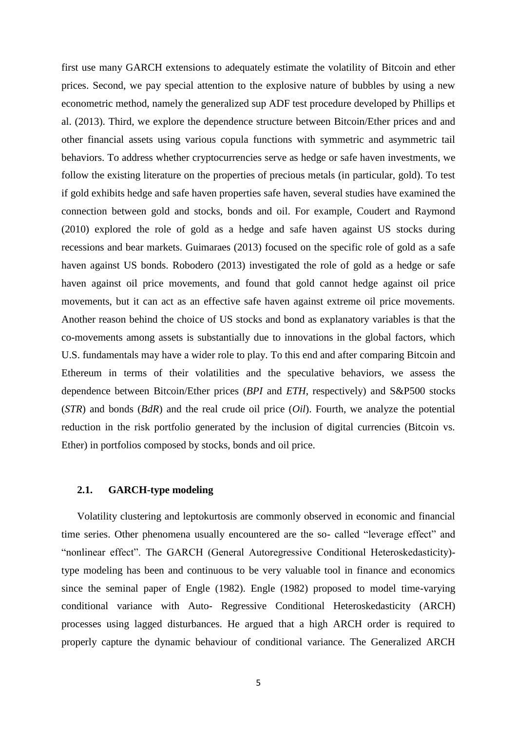first use many GARCH extensions to adequately estimate the volatility of Bitcoin and ether prices. Second, we pay special attention to the explosive nature of bubbles by using a new econometric method, namely the generalized sup ADF test procedure developed by Phillips et al. (2013). Third, we explore the dependence structure between Bitcoin/Ether prices and and other financial assets using various copula functions with symmetric and asymmetric tail behaviors. To address whether cryptocurrencies serve as hedge or safe haven investments, we follow the existing literature on the properties of precious metals (in particular, gold). To test if gold exhibits hedge and safe haven properties safe haven, several studies have examined the connection between gold and stocks, bonds and oil. For example, Coudert and Raymond (2010) explored the role of gold as a hedge and safe haven against US stocks during recessions and bear markets. Guimaraes (2013) focused on the specific role of gold as a safe haven against US bonds. Robodero (2013) investigated the role of gold as a hedge or safe haven against oil price movements, and found that gold cannot hedge against oil price movements, but it can act as an effective safe haven against extreme oil price movements. Another reason behind the choice of US stocks and bond as explanatory variables is that the co-movements among assets is substantially due to innovations in the global factors, which U.S. fundamentals may have a wider role to play. To this end and after comparing Bitcoin and Ethereum in terms of their volatilities and the speculative behaviors, we assess the dependence between Bitcoin/Ether prices (*BPI* and *ETH*, respectively) and S&P500 stocks (*STR*) and bonds (*BdR*) and the real crude oil price (*Oil*). Fourth, we analyze the potential reduction in the risk portfolio generated by the inclusion of digital currencies (Bitcoin vs. Ether) in portfolios composed by stocks, bonds and oil price.

### 2.1. GARCH-type modeling

Volatility clustering and leptokurtosis are commonly observed in economic and financial time series. Other phenomena usually encountered are the so- called "leverage effect" and "nonlinear effect". The GARCH (General Autoregressive Conditional Heteroskedasticity)-type modeling has been and continuous to be very valuable tool in finance and economics since the seminal paper of Engle (1982). Engle (1982) proposed to model time-varying conditional variance with Auto- Regressive Conditional Heteroskedasticity (ARCH) processes using lagged disturbances. He argued that a high ARCH order is required to properly capture the dynamic behaviour of conditional variance. The Generalized ARCH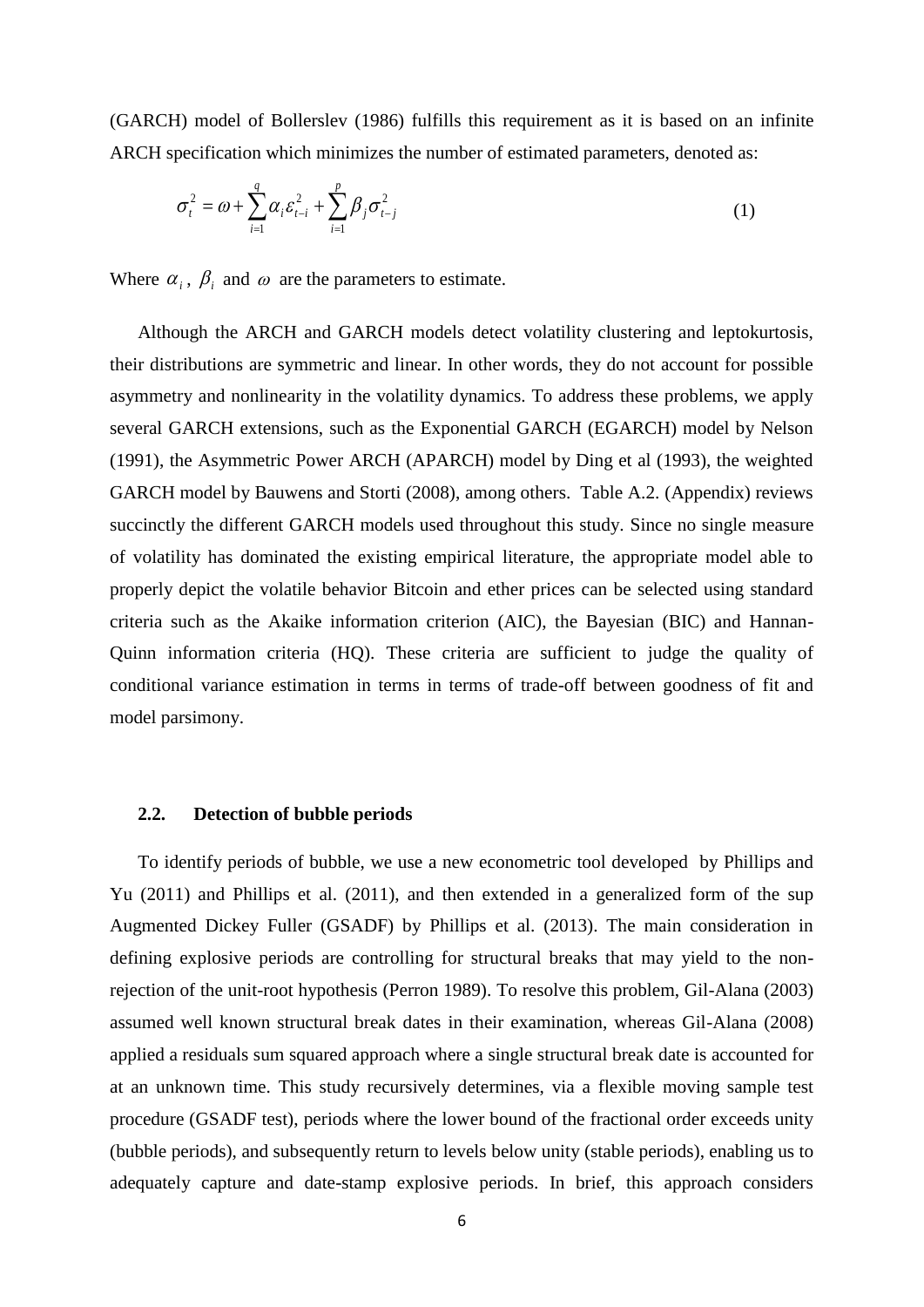(GARCH) model of Bollerslev (1986) fulfills this requirement as it is based on an infinite ARCH specification which minimizes the number of estimated parameters, denoted as:

$$\sigma_t^2 = \omega + \sum_{i=1}^{q} \alpha_i \varepsilon_{t-i}^2 + \sum_{i=1}^{p} \beta_j \sigma_{t-j}^2 \tag{1}$$

Where $\alpha_i$, $\beta_i$ and $\omega$ are the parameters to estimate.

Although the ARCH and GARCH models detect volatility clustering and leptokurtosis, their distributions are symmetric and linear. In other words, they do not account for possible asymmetry and nonlinearity in the volatility dynamics. To address these problems, we apply several GARCH extensions, such as the Exponential GARCH (EGARCH) model by Nelson (1991), the Asymmetric Power ARCH (APARCH) model by Ding et al (1993), the weighted GARCH model by Bauwens and Storti (2008), among others. Table A.2. (Appendix) reviews succinctly the different GARCH models used throughout this study. Since no single measure of volatility has dominated the existing empirical literature, the appropriate model able to properly depict the volatile behavior Bitcoin and ether prices can be selected using standard criteria such as the Akaike information criterion (AIC), the Bayesian (BIC) and Hannan-Quinn information criteria (HQ). These criteria are sufficient to judge the quality of conditional variance estimation in terms in terms of trade-off between goodness of fit and model parsimony.

### 2.2. Detection of bubble periods

To identify periods of bubble, we use a new econometric tool developed by Phillips and Yu (2011) and Phillips et al. (2011), and then extended in a generalized form of the sup Augmented Dickey Fuller (GSADF) by Phillips et al. (2013). The main consideration in defining explosive periods are controlling for structural breaks that may yield to the non-rejection of the unit-root hypothesis (Perron 1989). To resolve this problem, Gil-Alana (2003) assumed well known structural break dates in their examination, whereas Gil-Alana (2008) applied a residuals sum squared approach where a single structural break date is accounted for at an unknown time. This study recursively determines, via a flexible moving sample test procedure (GSADF test), periods where the lower bound of the fractional order exceeds unity (bubble periods), and subsequently return to levels below unity (stable periods), enabling us to adequately capture and date-stamp explosive periods. In brief, this approach considers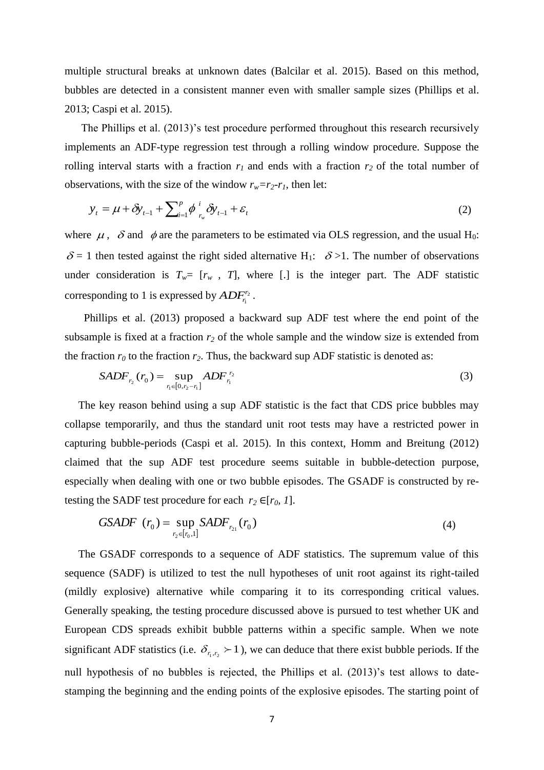multiple structural breaks at unknown dates (Balcilar et al. 2015). Based on this method, bubbles are detected in a consistent manner even with smaller sample sizes (Phillips et al. 2013; Caspi et al. 2015).

The Phillips et al. (2013)'s test procedure performed throughout this research recursively implements an ADF-type regression test through a rolling window procedure. Suppose the rolling interval starts with a fraction $r_1$ and ends with a fraction $r_2$ of the total number of observations, with the size of the window $r_w=r_2-r_1$, then let:

$$y_t = \mu + \delta y_{t-1} + \sum_{i=1}^{p} \phi_{r_w}^{i} \delta y_{t-1} + \varepsilon_t \tag{2}$$

where $\mu$, $\delta$ and $\phi$ are the parameters to be estimated via OLS regression, and the usual $H_0$: $\delta = 1$ then tested against the right sided alternative $H_1$: $\delta > 1$. The number of observations under consideration is $T_w = [r_w, T]$, where [.] is the integer part. The ADF statistic corresponding to 1 is expressed by $ADF_{r_1}^{r_2}$.

Phillips et al. (2013) proposed a backward sup ADF test where the end point of the subsample is fixed at a fraction $r_2$ of the whole sample and the window size is extended from the fraction $r_0$ to the fraction $r_2$. Thus, the backward sup ADF statistic is denoted as:

$$SADF_{r_2}(r_0) = \sup_{r_1 \in [0, r_2 - r_1]} ADF_{r_1}^{r_2} \tag{3}$$

The key reason behind using a sup ADF statistic is the fact that CDS price bubbles may collapse temporarily, and thus the standard unit root tests may have a restricted power in capturing bubble-periods (Caspi et al. 2015). In this context, Homm and Breitung (2012) claimed that the sup ADF test procedure seems suitable in bubble-detection purpose, especially when dealing with one or two bubble episodes. The GSADF is constructed by re-testing the SADF test procedure for each $r_2 \in [r_0, 1]$.

$$GSADF\ (r_0) = \sup_{r_2 \in [r_0, 1]} SADF_{r_{21}}(r_0) \tag{4}$$

The GSADF corresponds to a sequence of ADF statistics. The supremum value of this sequence (SADF) is utilized to test the null hypotheses of unit root against its right-tailed (mildly explosive) alternative while comparing it to its corresponding critical values. Generally speaking, the testing procedure discussed above is pursued to test whether UK and European CDS spreads exhibit bubble patterns within a specific sample. When we note significant ADF statistics (i.e. $\delta_{r_1, r_2} \succ 1$), we can deduce that there exist bubble periods. If the null hypothesis of no bubbles is rejected, the Phillips et al. (2013)'s test allows to date-stamping the beginning and the ending points of the explosive episodes. The starting point of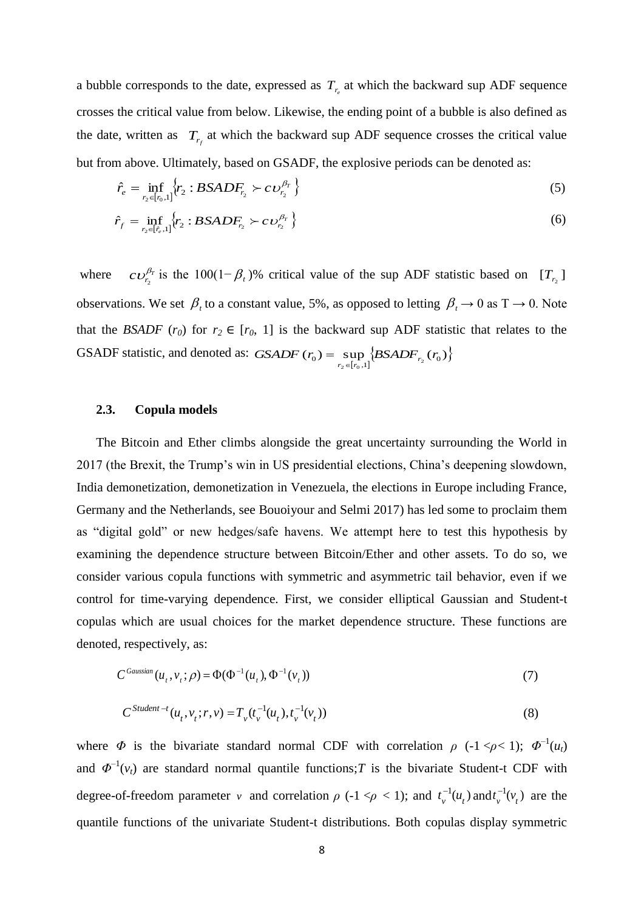a bubble corresponds to the date, expressed as $T_{r_e}$ at which the backward sup ADF sequence crosses the critical value from below. Likewise, the ending point of a bubble is also defined as the date, written as $T_{r_f}$ at which the backward sup ADF sequence crosses the critical value but from above. Ultimately, based on GSADF, the explosive periods can be denoted as:

$$\hat{r}_e = \inf_{r_2 \in [r_0, 1]} \left\{ r_2 : BSADF_{r_2} \succ cv_{r_2}^{\beta_T} \right\} \tag{5}$$

$$\hat{r}_f = \inf_{r_2 \in [\hat{r}_e, 1]} \left\{ r_2 : BSADF_{r_2} \succ cv_{r_2}^{\beta_T} \right\} \tag{6}$$

where $cv_{r_2}^{\beta_T}$ is the 100(1− $\beta_t$)% critical value of the sup ADF statistic based on $[T_{r_2}]$ observations. We set $\beta_t$ to a constant value, 5%, as opposed to letting $\beta_t \rightarrow 0$ as T → 0. Note that the *BSADF* ($r_0$) for $r_2 \in [r_0, 1]$ is the backward sup ADF statistic that relates to the GSADF statistic, and denoted as: $GSADF(r_0) = \sup_{r_2 \in [r_0, 1]} \left\{ BSADF_{r_2}(r_0) \right\}$

### 2.3. Copula models

The Bitcoin and Ether climbs alongside the great uncertainty surrounding the World in 2017 (the Brexit, the Trump's win in US presidential elections, China's deepening slowdown, India demonetization, demonetization in Venezuela, the elections in Europe including France, Germany and the Netherlands, see Bouoiyour and Selmi 2017) has led some to proclaim them as "digital gold" or new hedges/safe havens. We attempt here to test this hypothesis by examining the dependence structure between Bitcoin/Ether and other assets. To do so, we consider various copula functions with symmetric and asymmetric tail behavior, even if we control for time-varying dependence. First, we consider elliptical Gaussian and Student-t copulas which are usual choices for the market dependence structure. These functions are denoted, respectively, as:

$$C^{Gaussian}(u_t, v_t; \rho) = \Phi(\Phi^{-1}(u_t), \Phi^{-1}(v_t)) \tag{7}$$

$$C^{Student-t}(u_t, v_t; r, v) = T_v(t_v^{-1}(u_t), t_v^{-1}(v_t)) \tag{8}$$

where $\Phi$ is the bivariate standard normal CDF with correlation $\rho$ (-1 <$\rho$< 1); $\Phi^{-1}(u_t)$ and $\Phi^{-1}(v_t)$ are standard normal quantile functions; $T$ is the bivariate Student-t CDF with degree-of-freedom parameter $v$ and correlation $\rho$ (-1 <$\rho$ < 1); and $t_v^{-1}(u_t)$ and $t_v^{-1}(v_t)$ are the quantile functions of the univariate Student-t distributions. Both copulas display symmetric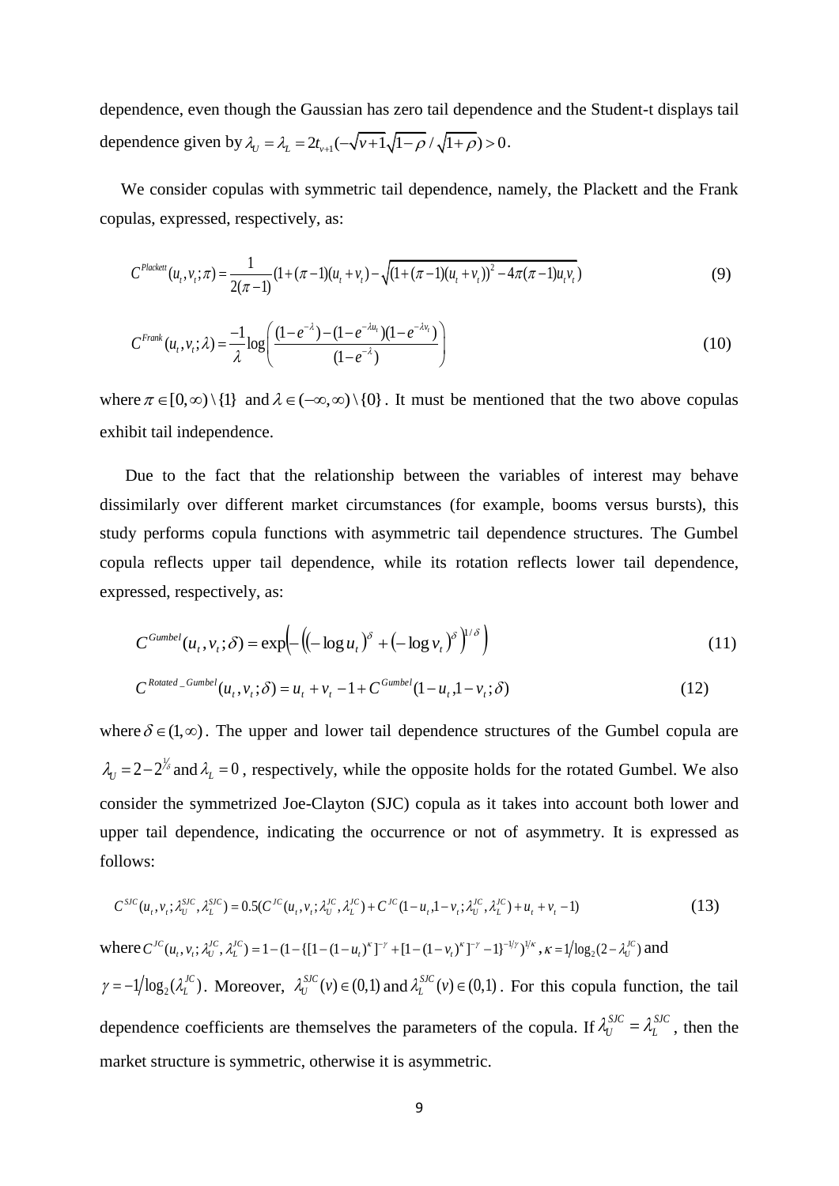dependence, even though the Gaussian has zero tail dependence and the Student-t displays tail dependence given by $\lambda_U = \lambda_L = 2t_{v+1}(-\sqrt{v+1}\sqrt{1-\rho}/\sqrt{1+\rho}) > 0$.

We consider copulas with symmetric tail dependence, namely, the Plackett and the Frank copulas, expressed, respectively, as:

$$C^{Plackett}(u_t, v_t; \pi) = \frac{1}{2(\pi-1)}(1+(\pi-1)(u_t+v_t) - \sqrt{(1+(\pi-1)(u_t+v_t))^2 - 4\pi(\pi-1)u_t v_t}) \tag{9}$$

$$C^{Frank}(u_t, v_t; \lambda) = \frac{-1}{\lambda}\log\left(\frac{(1-e^{-\lambda}) - (1-e^{-\lambda u_t})(1-e^{-\lambda v_t})}{(1-e^{-\lambda})}\right) \tag{10}$$

where $\pi \in [0,\infty)\setminus\{1\}$ and $\lambda \in (-\infty,\infty)\setminus\{0\}$. It must be mentioned that the two above copulas exhibit tail independence.

Due to the fact that the relationship between the variables of interest may behave dissimilarly over different market circumstances (for example, booms versus bursts), this study performs copula functions with asymmetric tail dependence structures. The Gumbel copula reflects upper tail dependence, while its rotation reflects lower tail dependence, expressed, respectively, as:

$$C^{Gumbel}(u_t, v_t; \delta) = \exp\left(-\left((-\log u_t)^{\delta} + (-\log v_t)^{\delta}\right)^{1/\delta}\right) \tag{11}$$

$$C^{Rotated\_Gumbel}(u_t, v_t; \delta) = u_t + v_t - 1 + C^{Gumbel}(1-u_t, 1-v_t; \delta) \tag{12}$$

where $\delta \in (1,\infty)$. The upper and lower tail dependence structures of the Gumbel copula are $\lambda_U = 2 - 2^{1/\delta}$ and $\lambda_L = 0$, respectively, while the opposite holds for the rotated Gumbel. We also consider the symmetrized Joe-Clayton (SJC) copula as it takes into account both lower and upper tail dependence, indicating the occurrence or not of asymmetry. It is expressed as follows:

$$C^{SJC}(u_t, v_t; \lambda_U^{SJC}, \lambda_L^{SJC}) = 0.5(C^{JC}(u_t, v_t; \lambda_U^{JC}, \lambda_L^{JC}) + C^{JC}(1-u_t, 1-v_t; \lambda_U^{JC}, \lambda_L^{JC}) + u_t + v_t - 1) \tag{13}$$

where $C^{JC}(u_t, v_t; \lambda_U^{JC}, \lambda_L^{JC}) = 1 - (1 - \{[1-(1-u_t)^{\kappa}]^{-\gamma} + [1-(1-v_t)^{\kappa}]^{-\gamma} - 1\}^{-1/\gamma})^{1/\kappa}$, $\kappa = 1/\log_2(2-\lambda_U^{JC})$ and $\gamma = -1/\log_2(\lambda_L^{JC})$. Moreover, $\lambda_U^{SJC}(v) \in (0,1)$ and $\lambda_L^{SJC}(v) \in (0,1)$. For this copula function, the tail dependence coefficients are themselves the parameters of the copula. If $\lambda_U^{SJC} = \lambda_L^{SJC}$, then the market structure is symmetric, otherwise it is asymmetric.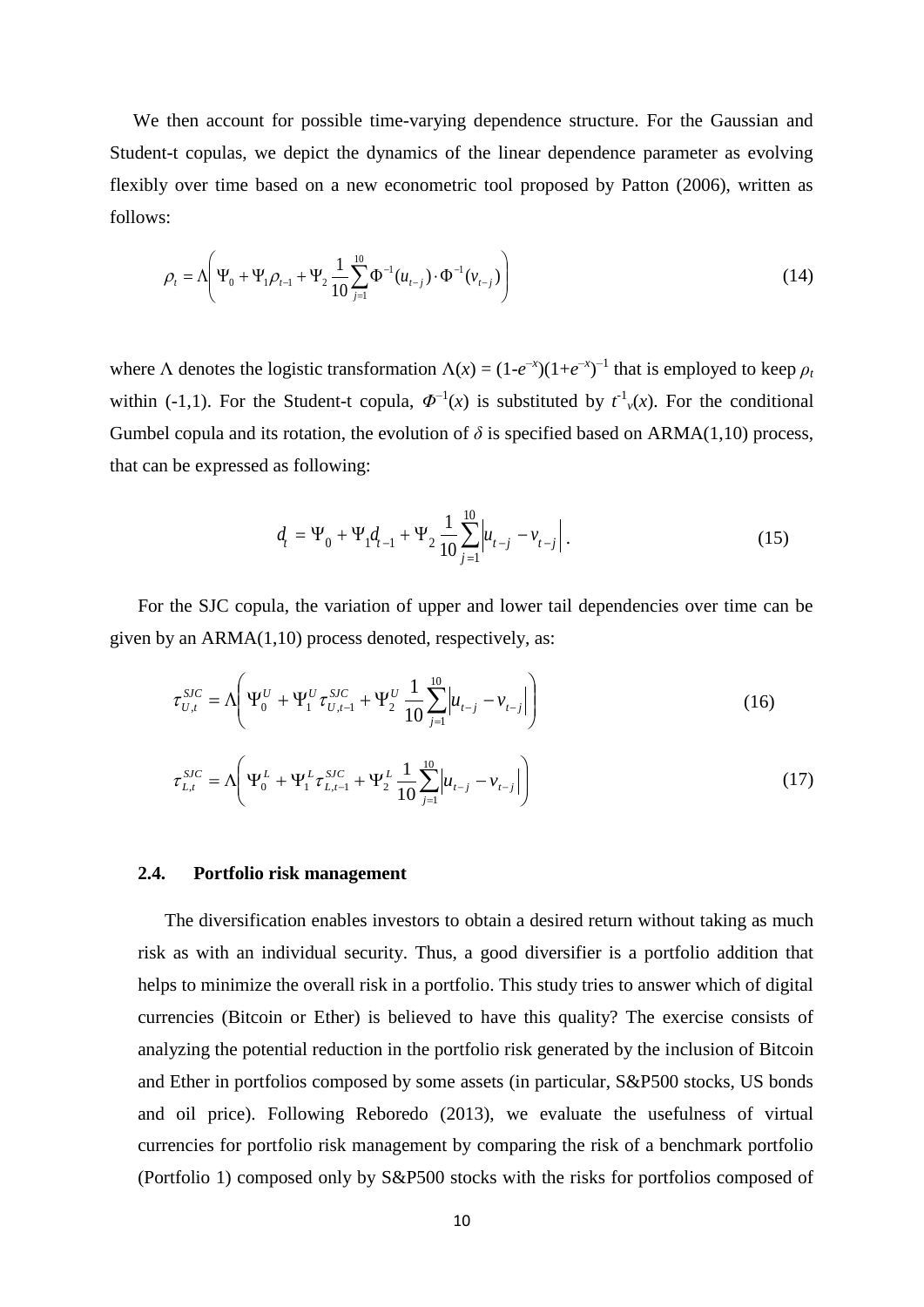We then account for possible time-varying dependence structure. For the Gaussian and Student-t copulas, we depict the dynamics of the linear dependence parameter as evolving flexibly over time based on a new econometric tool proposed by Patton (2006), written as follows:

$$\rho_t = \Lambda\left(\Psi_0 + \Psi_1 \rho_{t-1} + \Psi_2 \frac{1}{10}\sum_{j=1}^{10} \Phi^{-1}(u_{t-j}) \cdot \Phi^{-1}(v_{t-j})\right) \tag{14}$$

where $\Lambda$ denotes the logistic transformation $\Lambda(x) = (1\text{-}e^{-x})(1+e^{-x})^{-1}$ that is employed to keep $\rho_t$ within (-1,1). For the Student-t copula, $\Phi^{-1}(x)$ is substituted by $t^{-1}_{v}(x)$. For the conditional Gumbel copula and its rotation, the evolution of $\delta$ is specified based on ARMA(1,10) process, that can be expressed as following:

$$d_t = \Psi_0 + \Psi_1 d_{t-1} + \Psi_2 \frac{1}{10}\sum_{j=1}^{10} \left|u_{t-j} - v_{t-j}\right|. \tag{15}$$

For the SJC copula, the variation of upper and lower tail dependencies over time can be given by an ARMA(1,10) process denoted, respectively, as:

$$\tau_{U,t}^{SJC} = \Lambda\left(\Psi_0^U + \Psi_1^U \tau_{U,t-1}^{SJC} + \Psi_2^U \frac{1}{10}\sum_{j=1}^{10} \left|u_{t-j} - v_{t-j}\right|\right) \tag{16}$$

$$\tau_{L,t}^{SJC} = \Lambda\left(\Psi_0^L + \Psi_1^L \tau_{L,t-1}^{SJC} + \Psi_2^L \frac{1}{10}\sum_{j=1}^{10} \left|u_{t-j} - v_{t-j}\right|\right) \tag{17}$$

### 2.4. Portfolio risk management

The diversification enables investors to obtain a desired return without taking as much risk as with an individual security. Thus, a good diversifier is a portfolio addition that helps to minimize the overall risk in a portfolio. This study tries to answer which of digital currencies (Bitcoin or Ether) is believed to have this quality? The exercise consists of analyzing the potential reduction in the portfolio risk generated by the inclusion of Bitcoin and Ether in portfolios composed by some assets (in particular, S&P500 stocks, US bonds and oil price). Following Reboredo (2013), we evaluate the usefulness of virtual currencies for portfolio risk management by comparing the risk of a benchmark portfolio (Portfolio 1) composed only by S&P500 stocks with the risks for portfolios composed of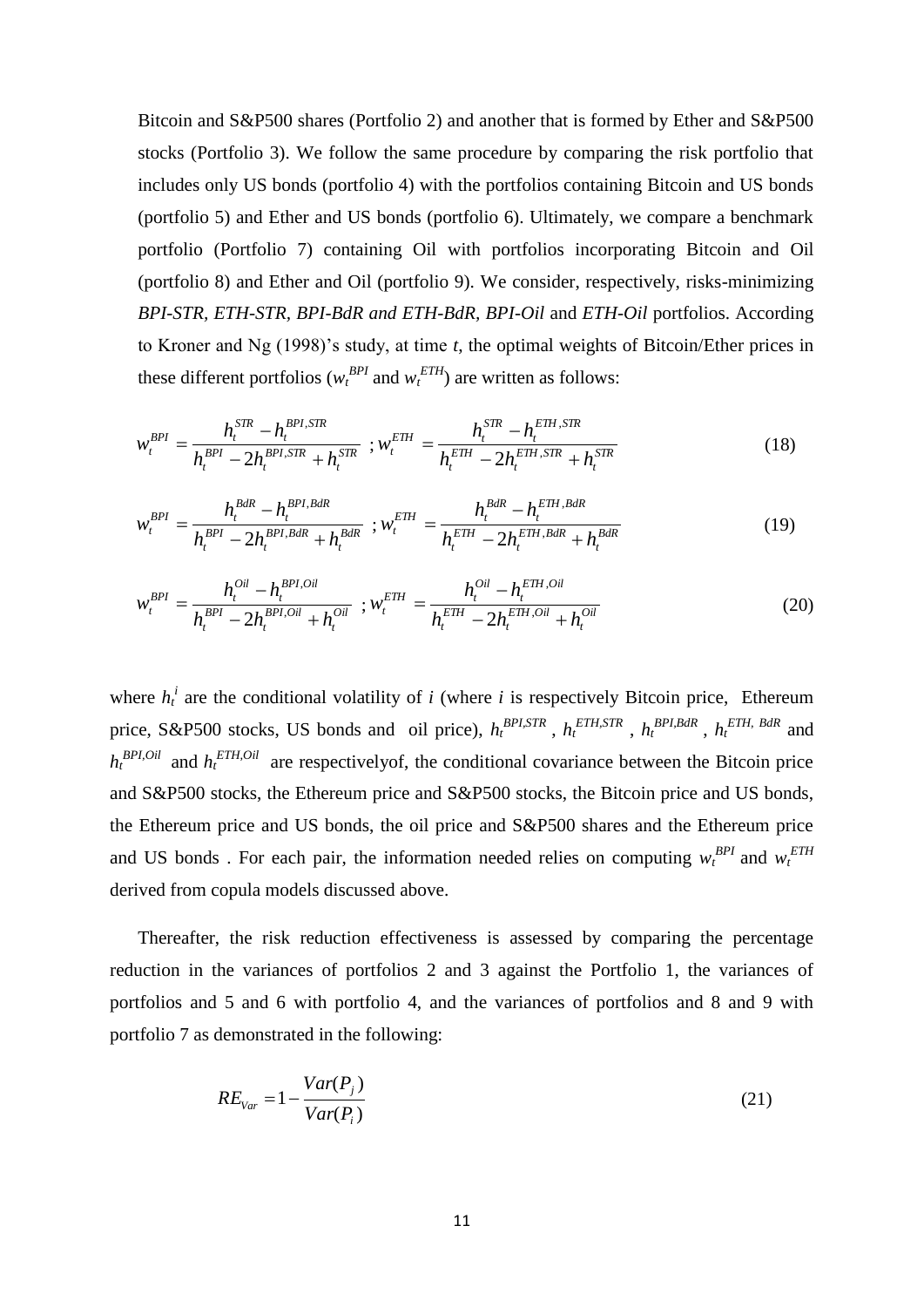Bitcoin and S&P500 shares (Portfolio 2) and another that is formed by Ether and S&P500 stocks (Portfolio 3). We follow the same procedure by comparing the risk portfolio that includes only US bonds (portfolio 4) with the portfolios containing Bitcoin and US bonds (portfolio 5) and Ether and US bonds (portfolio 6). Ultimately, we compare a benchmark portfolio (Portfolio 7) containing Oil with portfolios incorporating Bitcoin and Oil (portfolio 8) and Ether and Oil (portfolio 9). We consider, respectively, risks-minimizing *BPI-STR, ETH-STR, BPI-BdR and ETH-BdR, BPI-Oil* and *ETH-Oil* portfolios. According to Kroner and Ng (1998)'s study, at time *t*, the optimal weights of Bitcoin/Ether prices in these different portfolios ($w_t^{BPI}$ and $w_t^{ETH}$) are written as follows:

$$w_t^{BPI} = \frac{h_t^{STR} - h_t^{BPI,STR}}{h_t^{BPI} - 2h_t^{BPI,STR} + h_t^{STR}} \; ; w_t^{ETH} = \frac{h_t^{STR} - h_t^{ETH,STR}}{h_t^{ETH} - 2h_t^{ETH,STR} + h_t^{STR}} \tag{18}$$

$$w_t^{BPI} = \frac{h_t^{BdR} - h_t^{BPI,BdR}}{h_t^{BPI} - 2h_t^{BPI,BdR} + h_t^{BdR}} \; ; w_t^{ETH} = \frac{h_t^{BdR} - h_t^{ETH,BdR}}{h_t^{ETH} - 2h_t^{ETH,BdR} + h_t^{BdR}} \tag{19}$$

$$w_t^{BPI} = \frac{h_t^{Oil} - h_t^{BPI,Oil}}{h_t^{BPI} - 2h_t^{BPI,Oil} + h_t^{Oil}} \; ; w_t^{ETH} = \frac{h_t^{Oil} - h_t^{ETH,Oil}}{h_t^{ETH} - 2h_t^{ETH,Oil} + h_t^{Oil}} \tag{20}$$

where $h_t^i$ are the conditional volatility of *i* (where *i* is respectively Bitcoin price, Ethereum price, S&P500 stocks, US bonds and oil price), $h_t^{BPI,STR}$ , $h_t^{ETH,STR}$ , $h_t^{BPI,BdR}$ , $h_t^{ETH,\, BdR}$ and $h_t^{BPI,Oil}$ and $h_t^{ETH,Oil}$ are respectivelyof, the conditional covariance between the Bitcoin price and S&P500 stocks, the Ethereum price and S&P500 stocks, the Bitcoin price and US bonds, the Ethereum price and US bonds, the oil price and S&P500 shares and the Ethereum price and US bonds . For each pair, the information needed relies on computing $w_t^{BPI}$ and $w_t^{ETH}$ derived from copula models discussed above.

Thereafter, the risk reduction effectiveness is assessed by comparing the percentage reduction in the variances of portfolios 2 and 3 against the Portfolio 1, the variances of portfolios and 5 and 6 with portfolio 4, and the variances of portfolios and 8 and 9 with portfolio 7 as demonstrated in the following:

$$RE_{Var} = 1 - \frac{Var(P_j)}{Var(P_i)} \tag{21}$$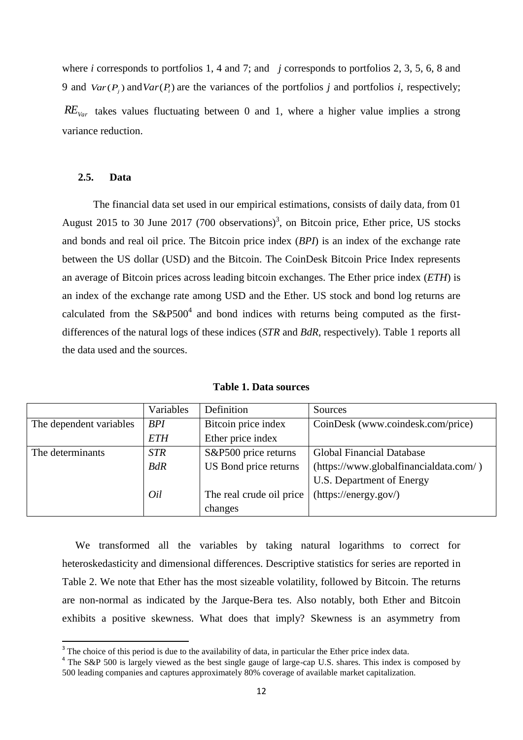where $i$ corresponds to portfolios 1, 4 and 7; and $j$ corresponds to portfolios 2, 3, 5, 6, 8 and 9 and $Var(P_j)$ and $Var(P_i)$ are the variances of the portfolios $j$ and portfolios $i$, respectively; $RE_{Var}$ takes values fluctuating between 0 and 1, where a higher value implies a strong variance reduction.

### 2.5. Data

The financial data set used in our empirical estimations, consists of daily data, from 01 August 2015 to 30 June 2017 (700 observations)[3], on Bitcoin price, Ether price, US stocks and bonds and real oil price. The Bitcoin price index (*BPI*) is an index of the exchange rate between the US dollar (USD) and the Bitcoin. The CoinDesk Bitcoin Price Index represents an average of Bitcoin prices across leading bitcoin exchanges. The Ether price index (*ETH*) is an index of the exchange rate among USD and the Ether. US stock and bond log returns are calculated from the S&P500[4] and bond indices with returns being computed as the first-differences of the natural logs of these indices (*STR* and *BdR*, respectively). Table 1 reports all the data used and the sources.

**Table 1. Data sources**

| | Variables | Definition | Sources |
|---|---|---|---|
| The dependent variables | *BPI* | Bitcoin price index | CoinDesk (www.coindesk.com/price) |
| | *ETH* | Ether price index | |
| The determinants | *STR* | S&P500 price returns | Global Financial Database |
| | *BdR* | US Bond price returns | (https://www.globalfinancialdata.com/ ) |
| | | | U.S. Department of Energy |
| | *Oil* | The real crude oil price changes | (https://energy.gov/) |

We transformed all the variables by taking natural logarithms to correct for heteroskedasticity and dimensional differences. Descriptive statistics for series are reported in Table 2. We note that Ether has the most sizeable volatility, followed by Bitcoin. The returns are non-normal as indicated by the Jarque-Bera tes. Also notably, both Ether and Bitcoin exhibits a positive skewness. What does that imply? Skewness is an asymmetry from

[3] The choice of this period is due to the availability of data, in particular the Ether price index data.

[4] The S&P 500 is largely viewed as the best single gauge of large-cap U.S. shares. This index is composed by 500 leading companies and captures approximately 80% coverage of available market capitalization.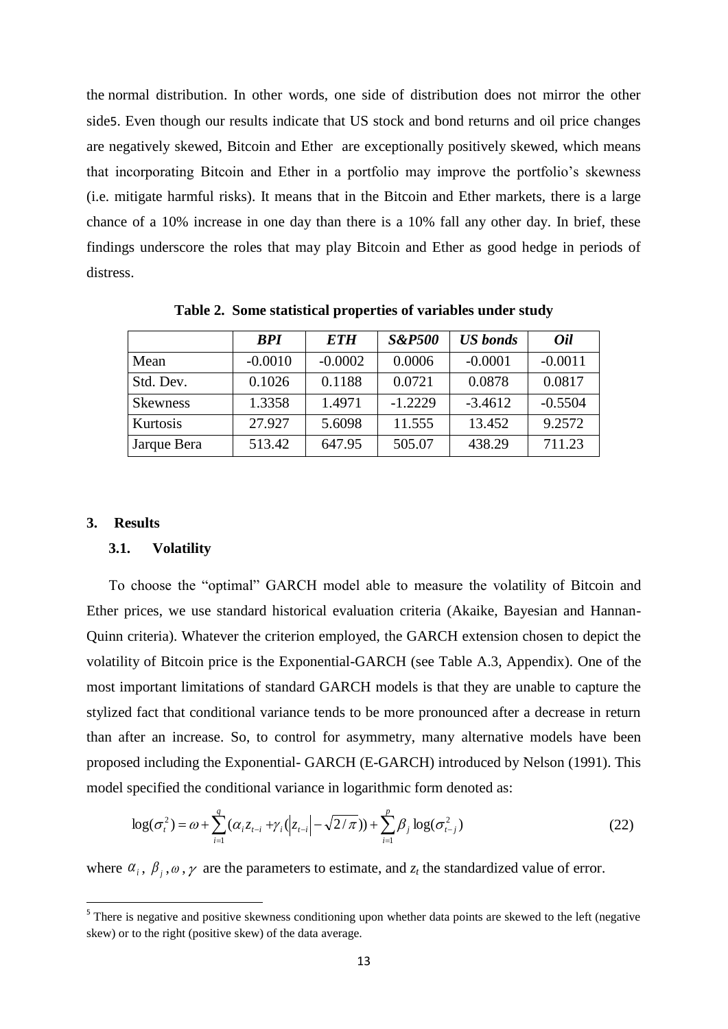the normal distribution. In other words, one side of distribution does not mirror the other side[5]. Even though our results indicate that US stock and bond returns and oil price changes are negatively skewed, Bitcoin and Ether are exceptionally positively skewed, which means that incorporating Bitcoin and Ether in a portfolio may improve the portfolio's skewness (i.e. mitigate harmful risks). It means that in the Bitcoin and Ether markets, there is a large chance of a 10% increase in one day than there is a 10% fall any other day. In brief, these findings underscore the roles that may play Bitcoin and Ether as good hedge in periods of distress.

**Table 2. Some statistical properties of variables under study**

| | *BPI* | *ETH* | *S&P500* | *US bonds* | *Oil* |
|---|---|---|---|---|---|
| Mean | -0.0010 | -0.0002 | 0.0006 | -0.0001 | -0.0011 |
| Std. Dev. | 0.1026 | 0.1188 | 0.0721 | 0.0878 | 0.0817 |
| Skewness | 1.3358 | 1.4971 | -1.2229 | -3.4612 | -0.5504 |
| Kurtosis | 27.927 | 5.6098 | 11.555 | 13.452 | 9.2572 |
| Jarque Bera | 513.42 | 647.95 | 505.07 | 438.29 | 711.23 |

## 3. Results

### 3.1. Volatility

To choose the "optimal" GARCH model able to measure the volatility of Bitcoin and Ether prices, we use standard historical evaluation criteria (Akaike, Bayesian and Hannan-Quinn criteria). Whatever the criterion employed, the GARCH extension chosen to depict the volatility of Bitcoin price is the Exponential-GARCH (see Table A.3, Appendix). One of the most important limitations of standard GARCH models is that they are unable to capture the stylized fact that conditional variance tends to be more pronounced after a decrease in return than after an increase. So, to control for asymmetry, many alternative models have been proposed including the Exponential- GARCH (E-GARCH) introduced by Nelson (1991). This model specified the conditional variance in logarithmic form denoted as:

$$\log(\sigma_t^2) = \omega + \sum_{i=1}^{q} (\alpha_i z_{t-i} + \gamma_i (|z_{t-i}| - \sqrt{2/\pi})) + \sum_{i=1}^{p} \beta_j \log(\sigma_{t-j}^2) \tag{22}$$

where $\alpha_i$, $\beta_j, \omega, \gamma$ are the parameters to estimate, and $z_t$ the standardized value of error.

[5] There is negative and positive skewness conditioning upon whether data points are skewed to the left (negative skew) or to the right (positive skew) of the data average.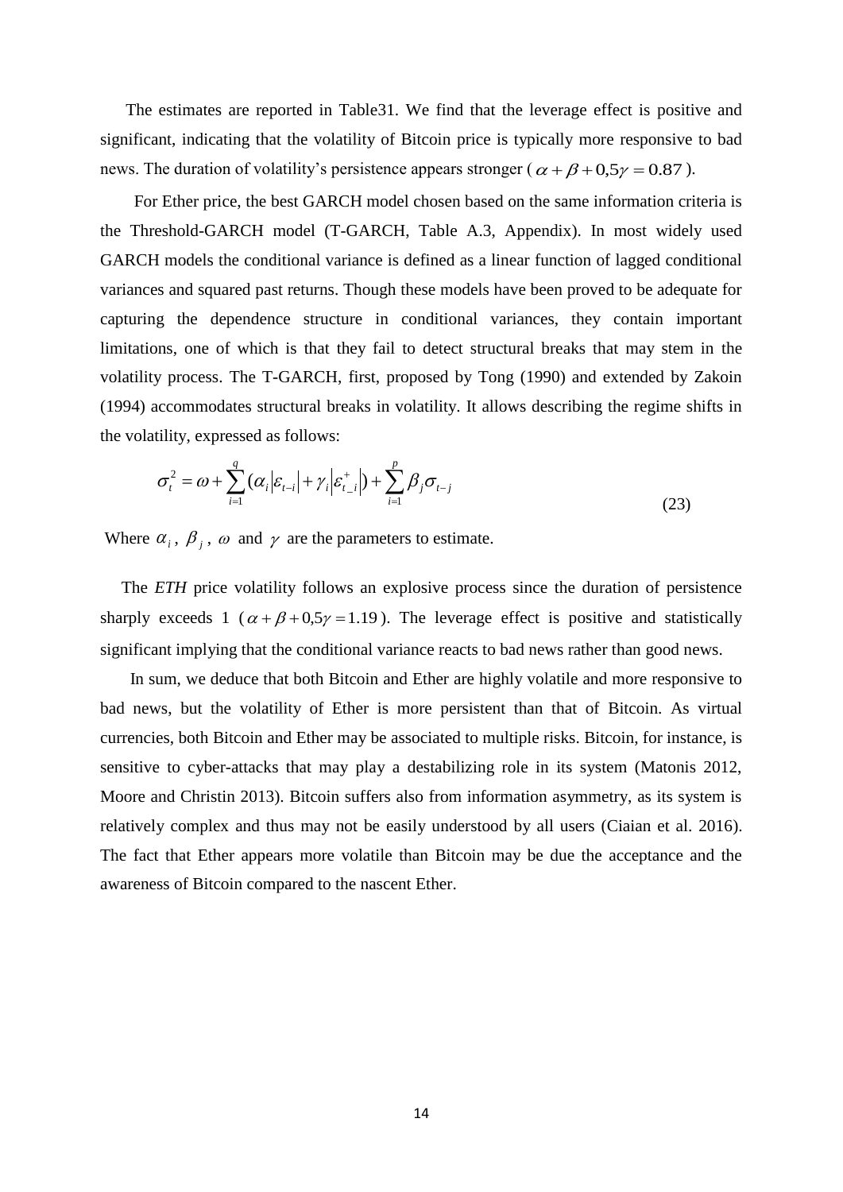The estimates are reported in Table31. We find that the leverage effect is positive and significant, indicating that the volatility of Bitcoin price is typically more responsive to bad news. The duration of volatility's persistence appears stronger ( $\alpha + \beta + 0{,}5\gamma = 0.87$ ).

For Ether price, the best GARCH model chosen based on the same information criteria is the Threshold-GARCH model (T-GARCH, Table A.3, Appendix). In most widely used GARCH models the conditional variance is defined as a linear function of lagged conditional variances and squared past returns. Though these models have been proved to be adequate for capturing the dependence structure in conditional variances, they contain important limitations, one of which is that they fail to detect structural breaks that may stem in the volatility process. The T-GARCH, first, proposed by Tong (1990) and extended by Zakoin (1994) accommodates structural breaks in volatility. It allows describing the regime shifts in the volatility, expressed as follows:

$$\sigma_t^2 = \omega + \sum_{i=1}^{q} (\alpha_i |\varepsilon_{t-i}| + \gamma_i |\varepsilon_{t\_i}^{+}|) + \sum_{i=1}^{p} \beta_j \sigma_{t-j} \tag{23}$$

Where $\alpha_i$, $\beta_j$, $\omega$ and $\gamma$ are the parameters to estimate.

The *ETH* price volatility follows an explosive process since the duration of persistence sharply exceeds 1 ( $\alpha + \beta + 0{,}5\gamma = 1.19$ ). The leverage effect is positive and statistically significant implying that the conditional variance reacts to bad news rather than good news.

In sum, we deduce that both Bitcoin and Ether are highly volatile and more responsive to bad news, but the volatility of Ether is more persistent than that of Bitcoin. As virtual currencies, both Bitcoin and Ether may be associated to multiple risks. Bitcoin, for instance, is sensitive to cyber-attacks that may play a destabilizing role in its system (Matonis 2012, Moore and Christin 2013). Bitcoin suffers also from information asymmetry, as its system is relatively complex and thus may not be easily understood by all users (Ciaian et al. 2016). The fact that Ether appears more volatile than Bitcoin may be due the acceptance and the awareness of Bitcoin compared to the nascent Ether.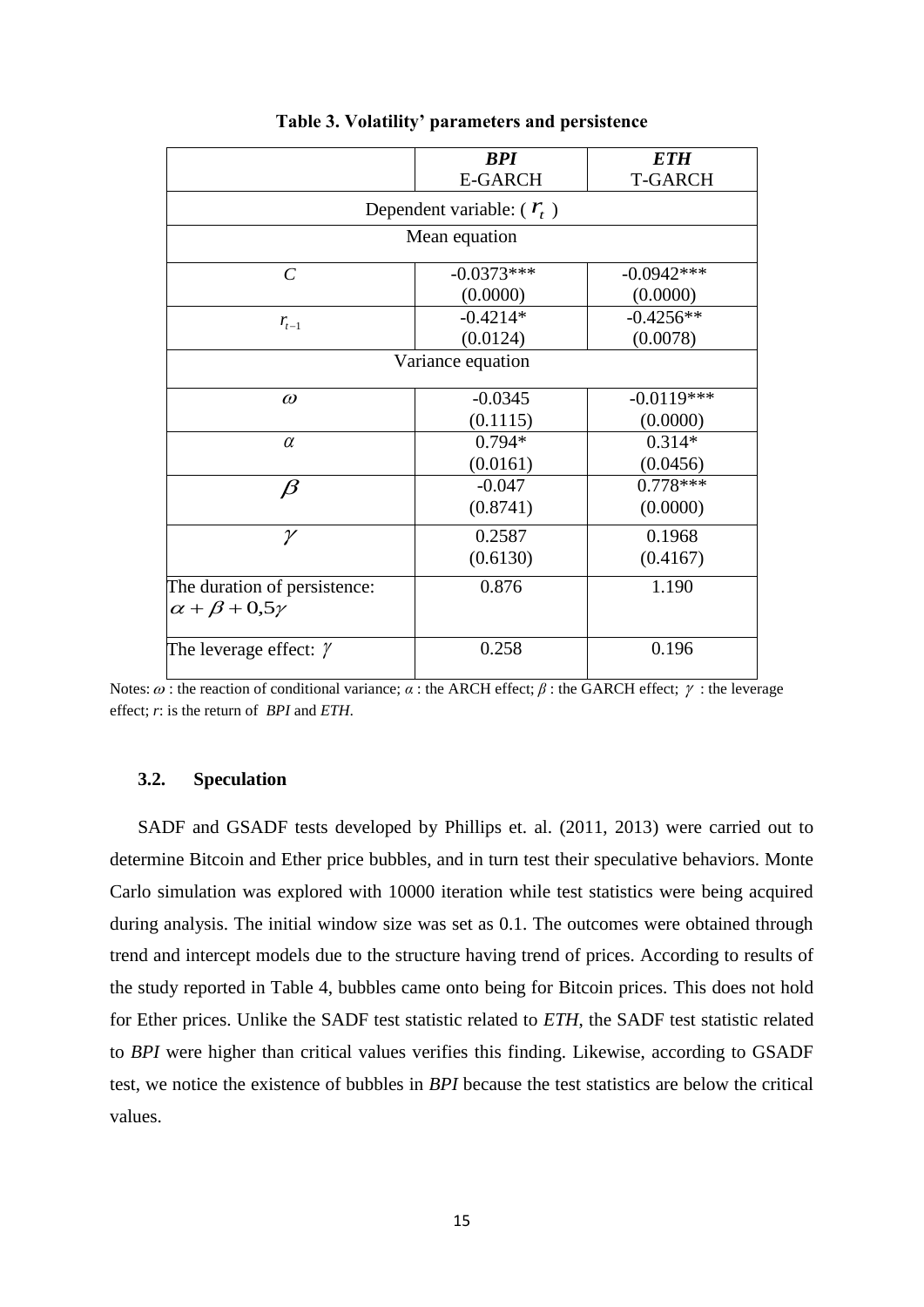**Table 3. Volatility' parameters and persistence**

| | ***BPI*** E-GARCH | ***ETH*** T-GARCH |
|---|---|---|
| Dependent variable: ( $r_t$ ) | | |
| Mean equation | | |
| $C$ | -0.0373*** (0.0000) | -0.0942*** (0.0000) |
| $r_{t-1}$ | -0.4214* (0.0124) | -0.4256** (0.0078) |
| Variance equation | | |
| $\omega$ | -0.0345 (0.1115) | -0.0119*** (0.0000) |
| $\alpha$ | 0.794* (0.0161) | 0.314* (0.0456) |
| $\beta$ | -0.047 (0.8741) | 0.778*** (0.0000) |
| $\gamma$ | 0.2587 (0.6130) | 0.1968 (0.4167) |
| The duration of persistence: $\alpha + \beta + 0{,}5\gamma$ | 0.876 | 1.190 |
| The leverage effect: $\gamma$ | 0.258 | 0.196 |

Notes: $\omega$ : the reaction of conditional variance; $\alpha$ : the ARCH effect; $\beta$ : the GARCH effect; $\gamma$ : the leverage effect; $r$: is the return of *BPI* and *ETH*.

### 3.2. Speculation

SADF and GSADF tests developed by Phillips et. al. (2011, 2013) were carried out to determine Bitcoin and Ether price bubbles, and in turn test their speculative behaviors. Monte Carlo simulation was explored with 10000 iteration while test statistics were being acquired during analysis. The initial window size was set as 0.1. The outcomes were obtained through trend and intercept models due to the structure having trend of prices. According to results of the study reported in Table 4, bubbles came onto being for Bitcoin prices. This does not hold for Ether prices. Unlike the SADF test statistic related to *ETH*, the SADF test statistic related to *BPI* were higher than critical values verifies this finding. Likewise, according to GSADF test, we notice the existence of bubbles in *BPI* because the test statistics are below the critical values.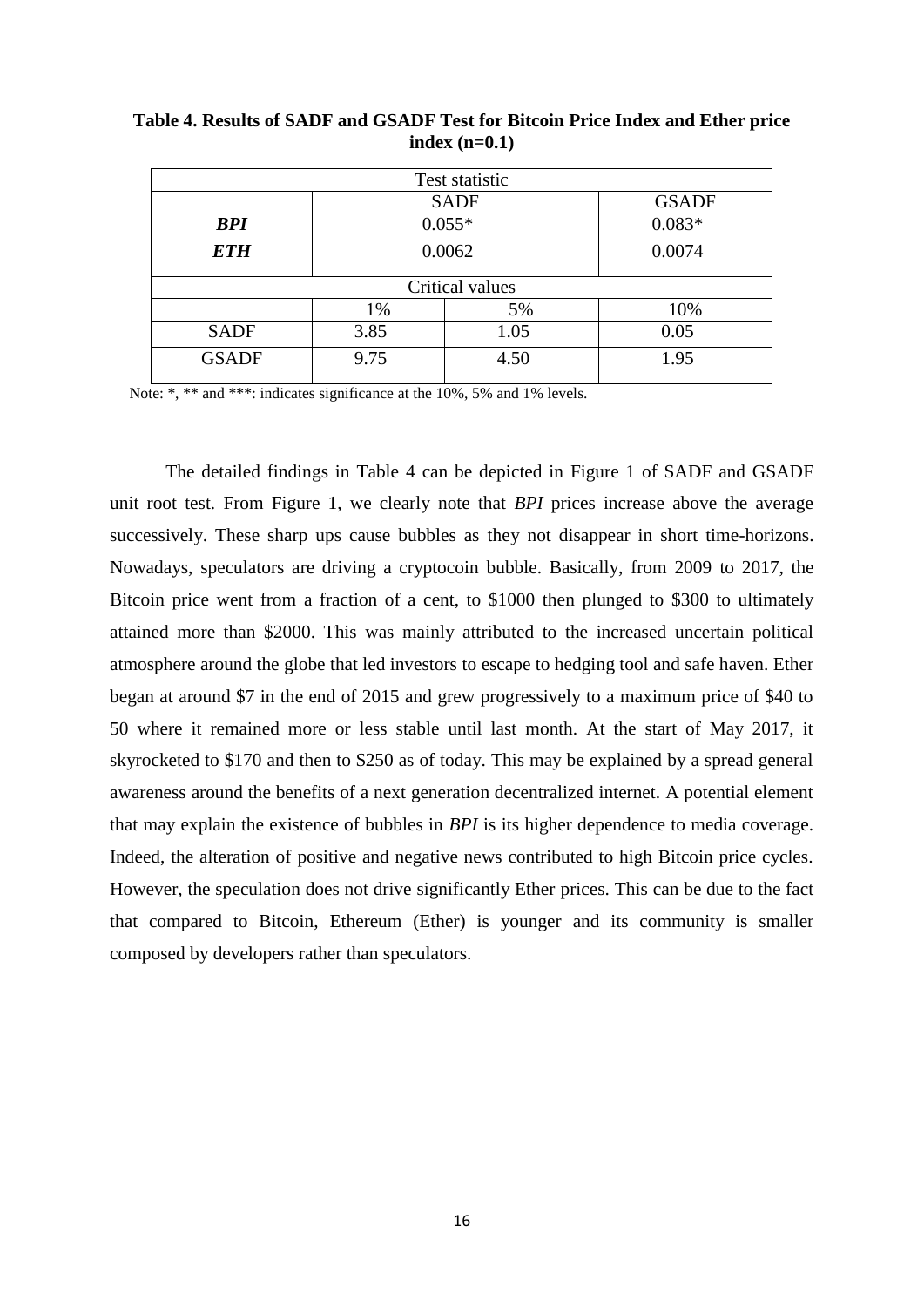**Table 4. Results of SADF and GSADF Test for Bitcoin Price Index and Ether price index (n=0.1)**

| Test statistic | | | |
|---|---|---|---|
| | SADF | | GSADF |
| ***BPI*** | 0.055* | | 0.083* |
| ***ETH*** | 0.0062 | | 0.0074 |
| Critical values | | | |
| | 1% | 5% | 10% |
| SADF | 3.85 | 1.05 | 0.05 |
| GSADF | 9.75 | 4.50 | 1.95 |

Note: *, ** and ***: indicates significance at the 10%, 5% and 1% levels.

The detailed findings in Table 4 can be depicted in Figure 1 of SADF and GSADF unit root test. From Figure 1, we clearly note that *BPI* prices increase above the average successively. These sharp ups cause bubbles as they not disappear in short time-horizons. Nowadays, speculators are driving a cryptocoin bubble. Basically, from 2009 to 2017, the Bitcoin price went from a fraction of a cent, to $1000 then plunged to $300 to ultimately attained more than $2000. This was mainly attributed to the increased uncertain political atmosphere around the globe that led investors to escape to hedging tool and safe haven. Ether began at around $7 in the end of 2015 and grew progressively to a maximum price of $40 to 50 where it remained more or less stable until last month. At the start of May 2017, it skyrocketed to $170 and then to $250 as of today. This may be explained by a spread general awareness around the benefits of a next generation decentralized internet. A potential element that may explain the existence of bubbles in *BPI* is its higher dependence to media coverage. Indeed, the alteration of positive and negative news contributed to high Bitcoin price cycles. However, the speculation does not drive significantly Ether prices. This can be due to the fact that compared to Bitcoin, Ethereum (Ether) is younger and its community is smaller composed by developers rather than speculators.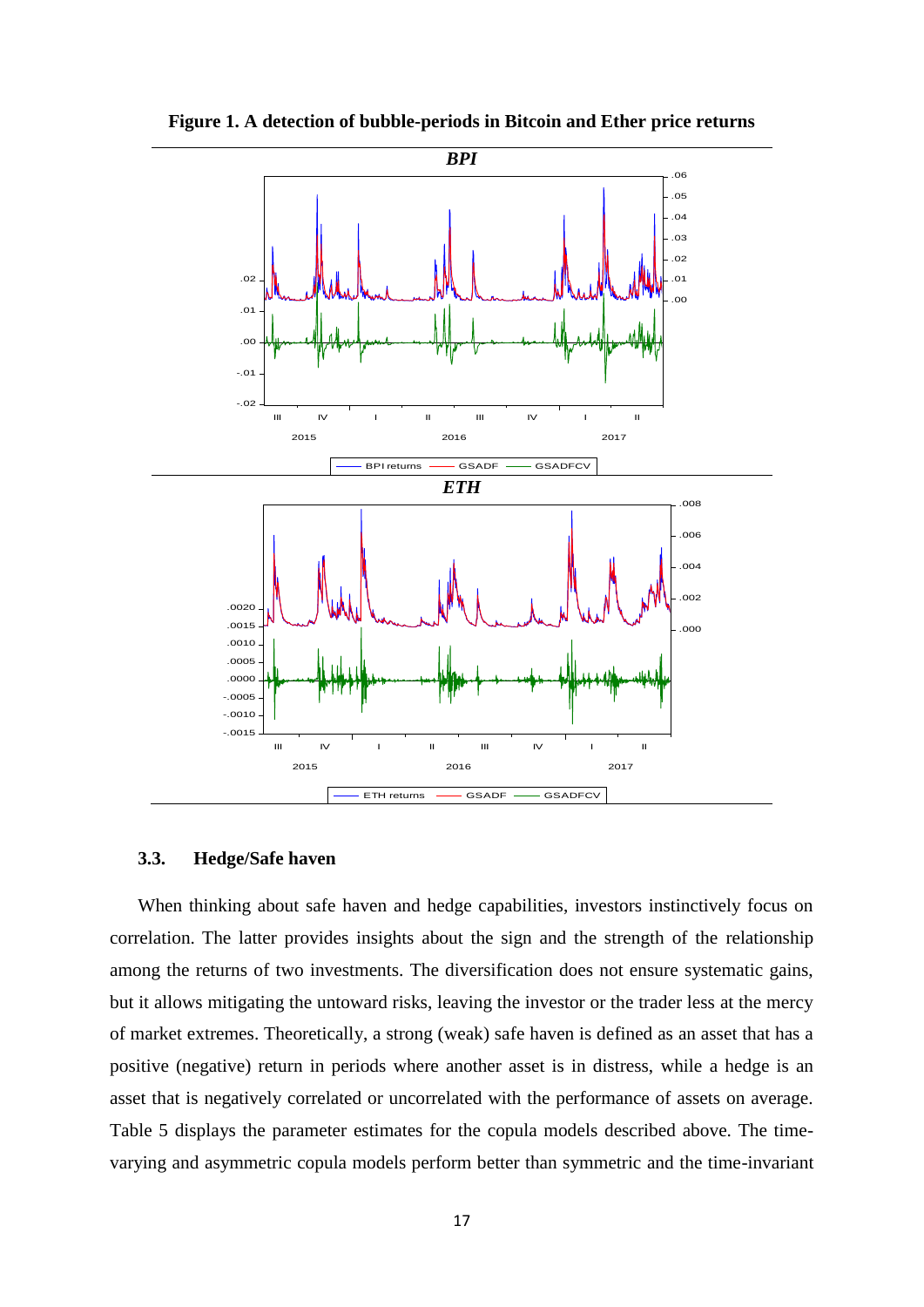**Figure 1. A detection of bubble-periods in Bitcoin and Ether price returns**

### 3.3. Hedge/Safe haven

When thinking about safe haven and hedge capabilities, investors instinctively focus on correlation. The latter provides insights about the sign and the strength of the relationship among the returns of two investments. The diversification does not ensure systematic gains, but it allows mitigating the untoward risks, leaving the investor or the trader less at the mercy of market extremes. Theoretically, a strong (weak) safe haven is defined as an asset that has a positive (negative) return in periods where another asset is in distress, while a hedge is an asset that is negatively correlated or uncorrelated with the performance of assets on average. Table 5 displays the parameter estimates for the copula models described above. The time-varying and asymmetric copula models perform better than symmetric and the time-invariant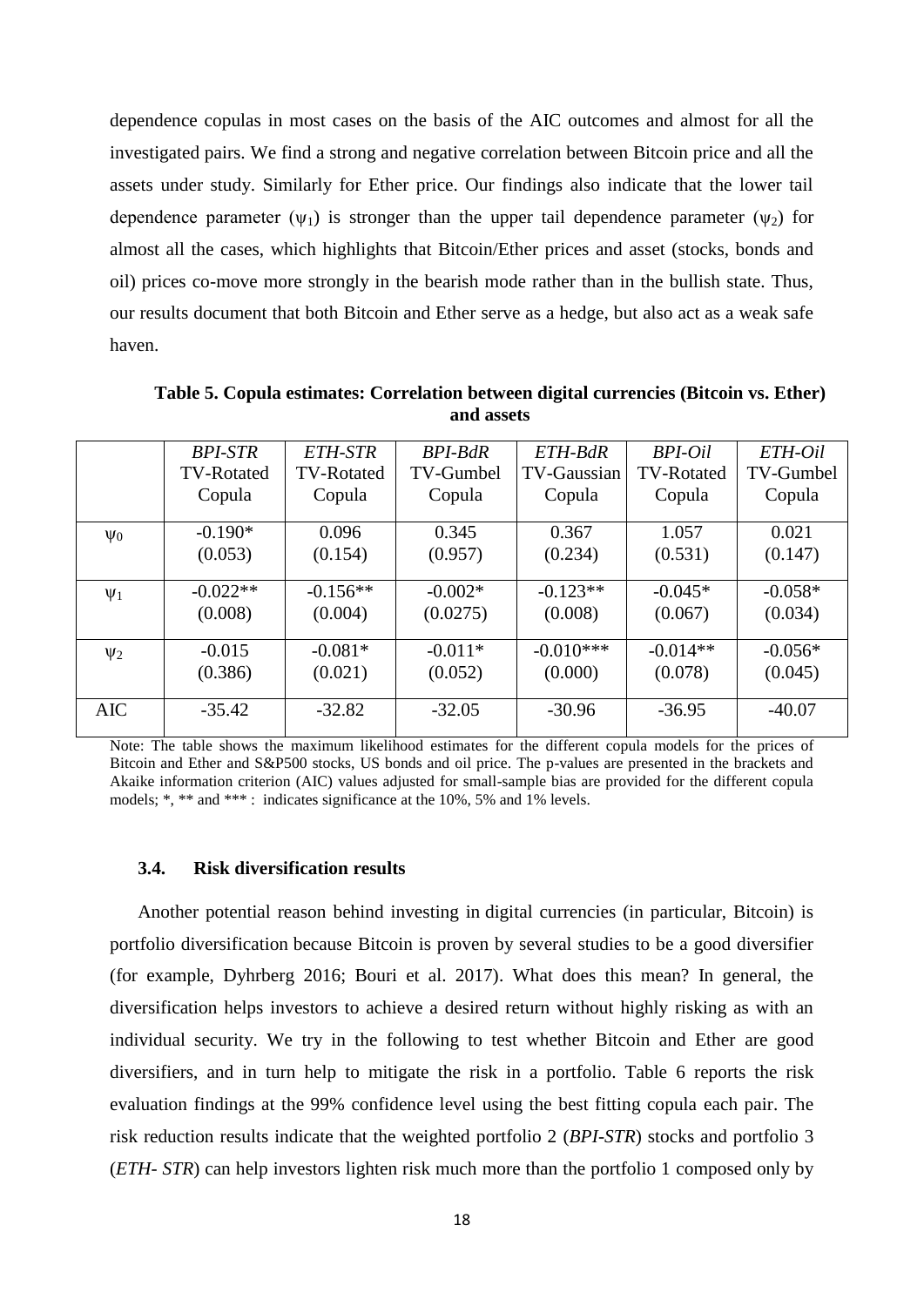dependence copulas in most cases on the basis of the AIC outcomes and almost for all the investigated pairs. We find a strong and negative correlation between Bitcoin price and all the assets under study. Similarly for Ether price. Our findings also indicate that the lower tail dependence parameter ($\psi_1$) is stronger than the upper tail dependence parameter ($\psi_2$) for almost all the cases, which highlights that Bitcoin/Ether prices and asset (stocks, bonds and oil) prices co-move more strongly in the bearish mode rather than in the bullish state. Thus, our results document that both Bitcoin and Ether serve as a hedge, but also act as a weak safe haven.

**Table 5. Copula estimates: Correlation between digital currencies (Bitcoin vs. Ether) and assets**

| | *BPI-STR* TV-Rotated Copula | *ETH-STR* TV-Rotated Copula | *BPI-BdR* TV-Gumbel Copula | *ETH-BdR* TV-Gaussian Copula | *BPI-Oil* TV-Rotated Copula | *ETH-Oil* TV-Gumbel Copula |
|---|---|---|---|---|---|---|
| $\psi_0$ | -0.190* (0.053) | 0.096 (0.154) | 0.345 (0.957) | 0.367 (0.234) | 1.057 (0.531) | 0.021 (0.147) |
| $\psi_1$ | -0.022** (0.008) | -0.156** (0.004) | -0.002* (0.0275) | -0.123** (0.008) | -0.045* (0.067) | -0.058* (0.034) |
| $\psi_2$ | -0.015 (0.386) | -0.081* (0.021) | -0.011* (0.052) | -0.010*** (0.000) | -0.014** (0.078) | -0.056* (0.045) |
| AIC | -35.42 | -32.82 | -32.05 | -30.96 | -36.95 | -40.07 |

Note: The table shows the maximum likelihood estimates for the different copula models for the prices of Bitcoin and Ether and S&P500 stocks, US bonds and oil price. The p-values are presented in the brackets and Akaike information criterion (AIC) values adjusted for small-sample bias are provided for the different copula models; *, ** and *** : indicates significance at the 10%, 5% and 1% levels.

### 3.4. Risk diversification results

Another potential reason behind investing in digital currencies (in particular, Bitcoin) is portfolio diversification because Bitcoin is proven by several studies to be a good diversifier (for example, Dyhrberg 2016; Bouri et al. 2017). What does this mean? In general, the diversification helps investors to achieve a desired return without highly risking as with an individual security. We try in the following to test whether Bitcoin and Ether are good diversifiers, and in turn help to mitigate the risk in a portfolio. Table 6 reports the risk evaluation findings at the 99% confidence level using the best fitting copula each pair. The risk reduction results indicate that the weighted portfolio 2 (*BPI-STR*) stocks and portfolio 3 (*ETH- STR*) can help investors lighten risk much more than the portfolio 1 composed only by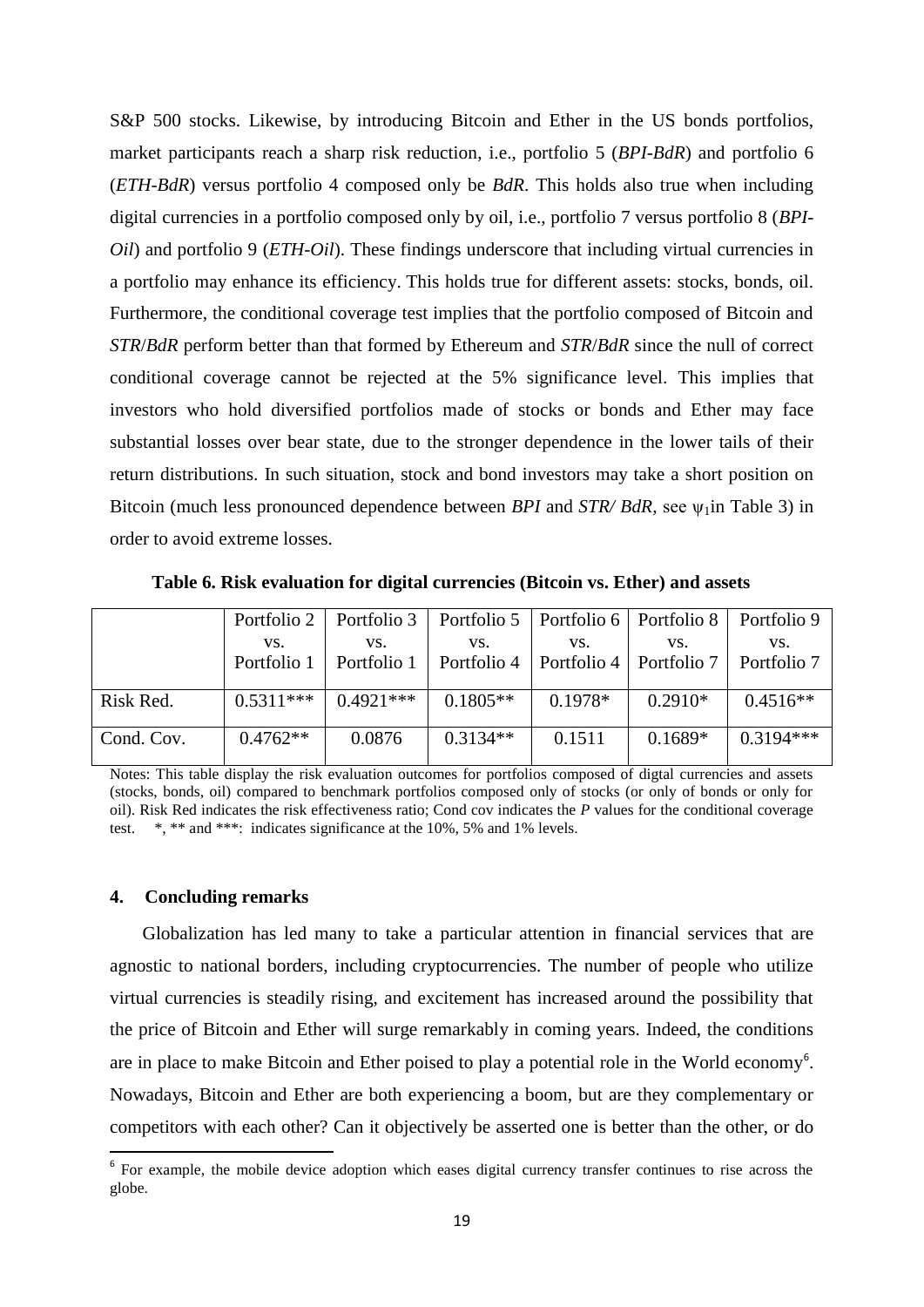S&P 500 stocks. Likewise, by introducing Bitcoin and Ether in the US bonds portfolios, market participants reach a sharp risk reduction, i.e., portfolio 5 (*BPI-BdR*) and portfolio 6 (*ETH-BdR*) versus portfolio 4 composed only be *BdR*. This holds also true when including digital currencies in a portfolio composed only by oil, i.e., portfolio 7 versus portfolio 8 (*BPI-Oil*) and portfolio 9 (*ETH-Oil*). These findings underscore that including virtual currencies in a portfolio may enhance its efficiency. This holds true for different assets: stocks, bonds, oil. Furthermore, the conditional coverage test implies that the portfolio composed of Bitcoin and *STR*/*BdR* perform better than that formed by Ethereum and *STR*/*BdR* since the null of correct conditional coverage cannot be rejected at the 5% significance level. This implies that investors who hold diversified portfolios made of stocks or bonds and Ether may face substantial losses over bear state, due to the stronger dependence in the lower tails of their return distributions. In such situation, stock and bond investors may take a short position on Bitcoin (much less pronounced dependence between *BPI* and *STR/ BdR*, see $\psi_1$in Table 3) in order to avoid extreme losses.

**Table 6. Risk evaluation for digital currencies (Bitcoin vs. Ether) and assets**

| | Portfolio 2 vs. Portfolio 1 | Portfolio 3 vs. Portfolio 1 | Portfolio 5 vs. Portfolio 4 | Portfolio 6 vs. Portfolio 4 | Portfolio 8 vs. Portfolio 7 | Portfolio 9 vs. Portfolio 7 |
|---|---|---|---|---|---|---|
| Risk Red. | 0.5311*** | 0.4921*** | 0.1805** | 0.1978* | 0.2910* | 0.4516** |
| Cond. Cov. | 0.4762** | 0.0876 | 0.3134** | 0.1511 | 0.1689* | 0.3194*** |

Notes: This table display the risk evaluation outcomes for portfolios composed of digtal currencies and assets (stocks, bonds, oil) compared to benchmark portfolios composed only of stocks (or only of bonds or only for oil). Risk Red indicates the risk effectiveness ratio; Cond cov indicates the *P* values for the conditional coverage test. *, ** and ***: indicates significance at the 10%, 5% and 1% levels.

## 4. Concluding remarks

Globalization has led many to take a particular attention in financial services that are agnostic to national borders, including cryptocurrencies. The number of people who utilize virtual currencies is steadily rising, and excitement has increased around the possibility that the price of Bitcoin and Ether will surge remarkably in coming years. Indeed, the conditions are in place to make Bitcoin and Ether poised to play a potential role in the World economy[6]. Nowadays, Bitcoin and Ether are both experiencing a boom, but are they complementary or competitors with each other? Can it objectively be asserted one is better than the other, or do

[6] For example, the mobile device adoption which eases digital currency transfer continues to rise across the globe.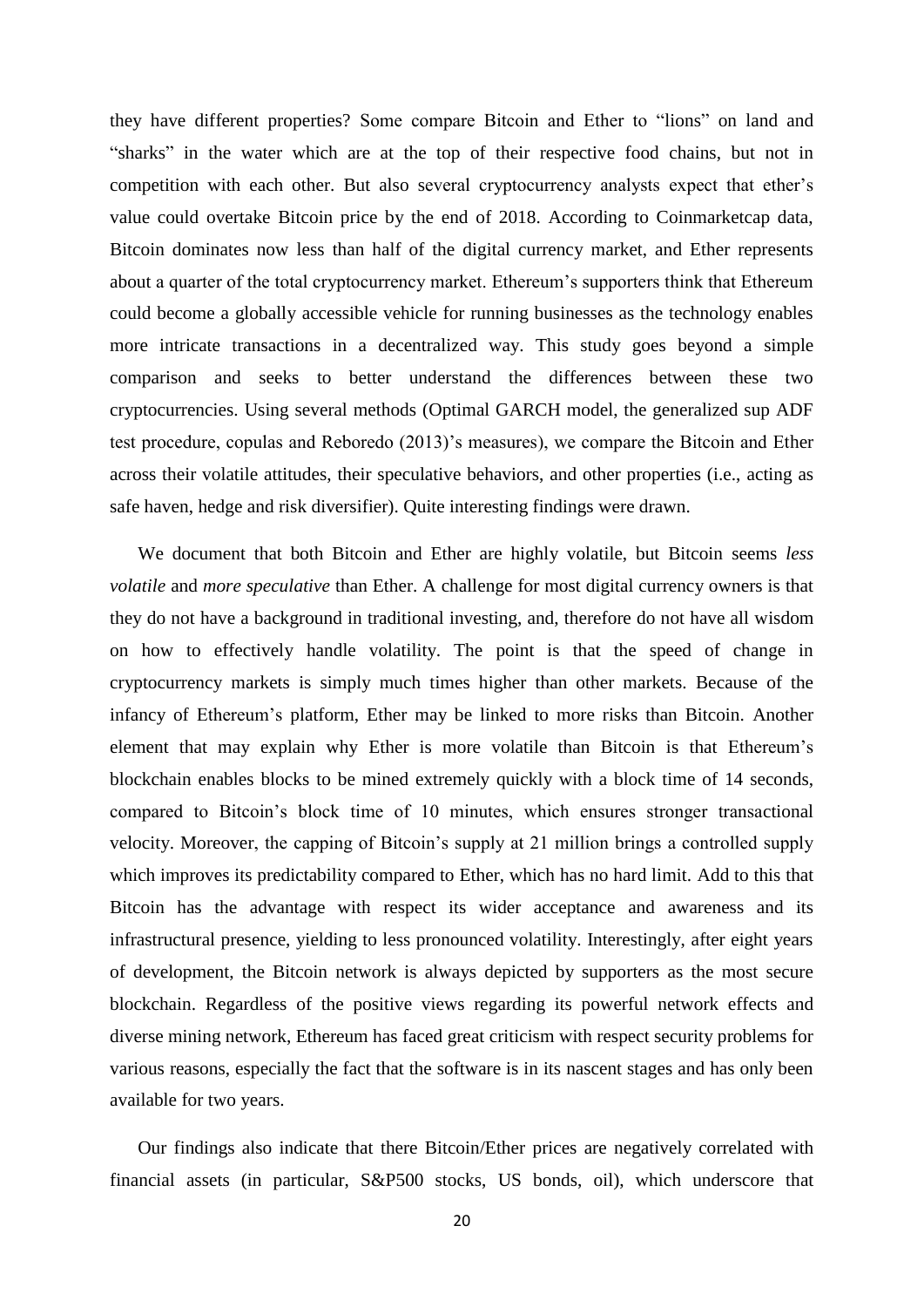they have different properties? Some compare Bitcoin and Ether to "lions" on land and "sharks" in the water which are at the top of their respective food chains, but not in competition with each other. But also several cryptocurrency analysts expect that ether's value could overtake Bitcoin price by the end of 2018. According to Coinmarketcap data, Bitcoin dominates now less than half of the digital currency market, and Ether represents about a quarter of the total cryptocurrency market. Ethereum's supporters think that Ethereum could become a globally accessible vehicle for running businesses as the technology enables more intricate transactions in a decentralized way. This study goes beyond a simple comparison and seeks to better understand the differences between these two cryptocurrencies. Using several methods (Optimal GARCH model, the generalized sup ADF test procedure, copulas and Reboredo (2013)'s measures), we compare the Bitcoin and Ether across their volatile attitudes, their speculative behaviors, and other properties (i.e., acting as safe haven, hedge and risk diversifier). Quite interesting findings were drawn.

We document that both Bitcoin and Ether are highly volatile, but Bitcoin seems *less volatile* and *more speculative* than Ether. A challenge for most digital currency owners is that they do not have a background in traditional investing, and, therefore do not have all wisdom on how to effectively handle volatility. The point is that the speed of change in cryptocurrency markets is simply much times higher than other markets. Because of the infancy of Ethereum's platform, Ether may be linked to more risks than Bitcoin. Another element that may explain why Ether is more volatile than Bitcoin is that Ethereum's blockchain enables blocks to be mined extremely quickly with a block time of 14 seconds, compared to Bitcoin's block time of 10 minutes, which ensures stronger transactional velocity. Moreover, the capping of Bitcoin's supply at 21 million brings a controlled supply which improves its predictability compared to Ether, which has no hard limit. Add to this that Bitcoin has the advantage with respect its wider acceptance and awareness and its infrastructural presence, yielding to less pronounced volatility. Interestingly, after eight years of development, the Bitcoin network is always depicted by supporters as the most secure blockchain. Regardless of the positive views regarding its powerful network effects and diverse mining network, Ethereum has faced great criticism with respect security problems for various reasons, especially the fact that the software is in its nascent stages and has only been available for two years.

Our findings also indicate that there Bitcoin/Ether prices are negatively correlated with financial assets (in particular, S&P500 stocks, US bonds, oil), which underscore that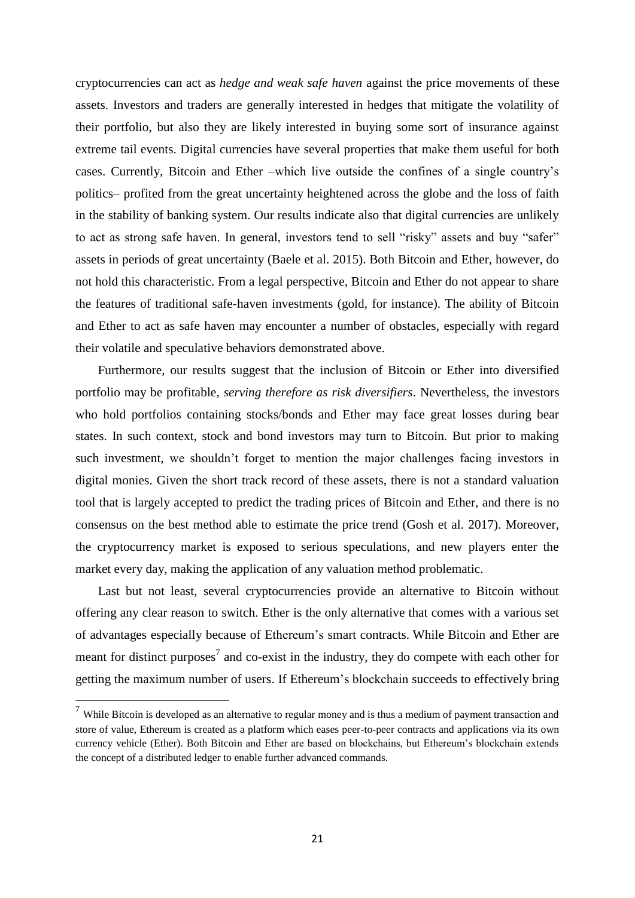cryptocurrencies can act as *hedge and weak safe haven* against the price movements of these assets. Investors and traders are generally interested in hedges that mitigate the volatility of their portfolio, but also they are likely interested in buying some sort of insurance against extreme tail events. Digital currencies have several properties that make them useful for both cases. Currently, Bitcoin and Ether –which live outside the confines of a single country's politics– profited from the great uncertainty heightened across the globe and the loss of faith in the stability of banking system. Our results indicate also that digital currencies are unlikely to act as strong safe haven. In general, investors tend to sell "risky" assets and buy "safer" assets in periods of great uncertainty (Baele et al. 2015). Both Bitcoin and Ether, however, do not hold this characteristic. From a legal perspective, Bitcoin and Ether do not appear to share the features of traditional safe-haven investments (gold, for instance). The ability of Bitcoin and Ether to act as safe haven may encounter a number of obstacles, especially with regard their volatile and speculative behaviors demonstrated above.

Furthermore, our results suggest that the inclusion of Bitcoin or Ether into diversified portfolio may be profitable, *serving therefore as risk diversifiers*. Nevertheless, the investors who hold portfolios containing stocks/bonds and Ether may face great losses during bear states. In such context, stock and bond investors may turn to Bitcoin. But prior to making such investment, we shouldn't forget to mention the major challenges facing investors in digital monies. Given the short track record of these assets, there is not a standard valuation tool that is largely accepted to predict the trading prices of Bitcoin and Ether, and there is no consensus on the best method able to estimate the price trend (Gosh et al. 2017). Moreover, the cryptocurrency market is exposed to serious speculations, and new players enter the market every day, making the application of any valuation method problematic.

Last but not least, several cryptocurrencies provide an alternative to Bitcoin without offering any clear reason to switch. Ether is the only alternative that comes with a various set of advantages especially because of Ethereum's smart contracts. While Bitcoin and Ether are meant for distinct purposes[7] and co-exist in the industry, they do compete with each other for getting the maximum number of users. If Ethereum's blockchain succeeds to effectively bring

[7] While Bitcoin is developed as an alternative to regular money and is thus a medium of payment transaction and store of value, Ethereum is created as a platform which eases peer-to-peer contracts and applications via its own currency vehicle (Ether). Both Bitcoin and Ether are based on blockchains, but Ethereum's blockchain extends the concept of a distributed ledger to enable further advanced commands.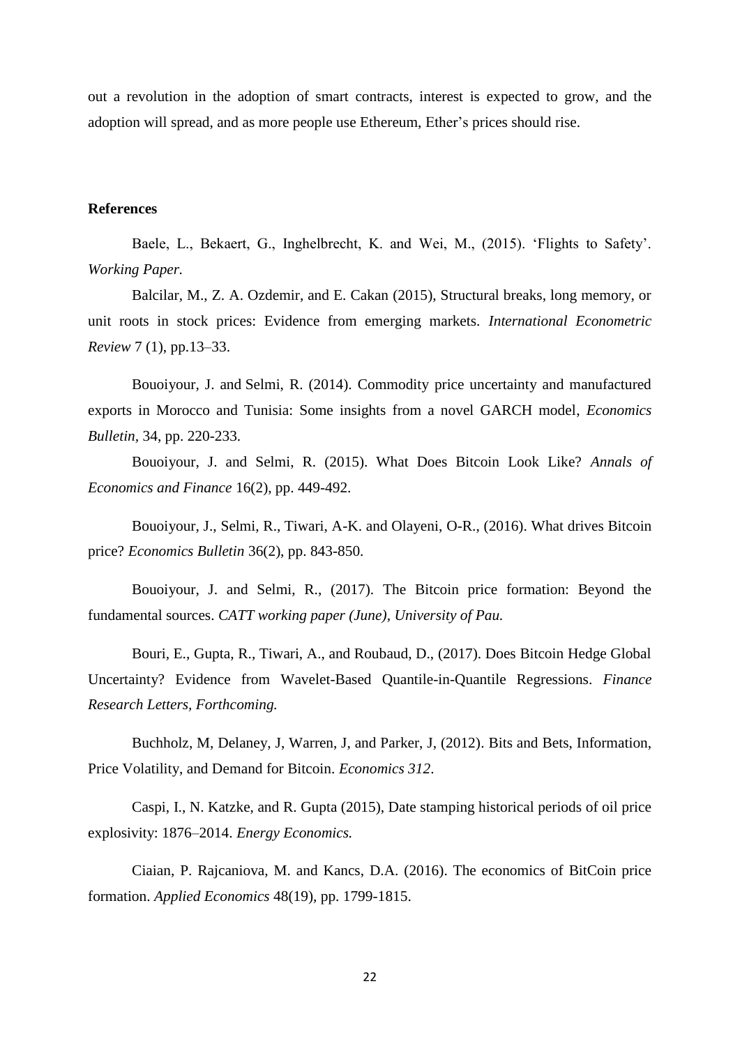out a revolution in the adoption of smart contracts, interest is expected to grow, and the adoption will spread, and as more people use Ethereum, Ether's prices should rise.

## References

Baele, L., Bekaert, G., Inghelbrecht, K. and Wei, M., (2015). 'Flights to Safety'. *Working Paper.*

Balcilar, M., Z. A. Ozdemir, and E. Cakan (2015), Structural breaks, long memory, or unit roots in stock prices: Evidence from emerging markets. *International Econometric Review* 7 (1), pp.13–33.

Bouoiyour, J. and Selmi, R. (2014). Commodity price uncertainty and manufactured exports in Morocco and Tunisia: Some insights from a novel GARCH model, *Economics Bulletin*, 34, pp. 220-233.

Bouoiyour, J. and Selmi, R. (2015). What Does Bitcoin Look Like? *Annals of Economics and Finance* 16(2), pp. 449-492.

Bouoiyour, J., Selmi, R., Tiwari, A-K. and Olayeni, O-R., (2016). What drives Bitcoin price? *Economics Bulletin* 36(2), pp. 843-850.

Bouoiyour, J. and Selmi, R., (2017). The Bitcoin price formation: Beyond the fundamental sources. *CATT working paper (June), University of Pau.*

Bouri, E., Gupta, R., Tiwari, A., and Roubaud, D., (2017). Does Bitcoin Hedge Global Uncertainty? Evidence from Wavelet-Based Quantile-in-Quantile Regressions. *Finance Research Letters, Forthcoming.*

Buchholz, M, Delaney, J, Warren, J, and Parker, J, (2012). Bits and Bets, Information, Price Volatility, and Demand for Bitcoin. *Economics 312*.

Caspi, I., N. Katzke, and R. Gupta (2015), Date stamping historical periods of oil price explosivity: 1876–2014. *Energy Economics.*

Ciaian, P. Rajcaniova, M. and Kancs, D.A. (2016). The economics of BitCoin price formation. *Applied Economics* 48(19), pp. 1799-1815.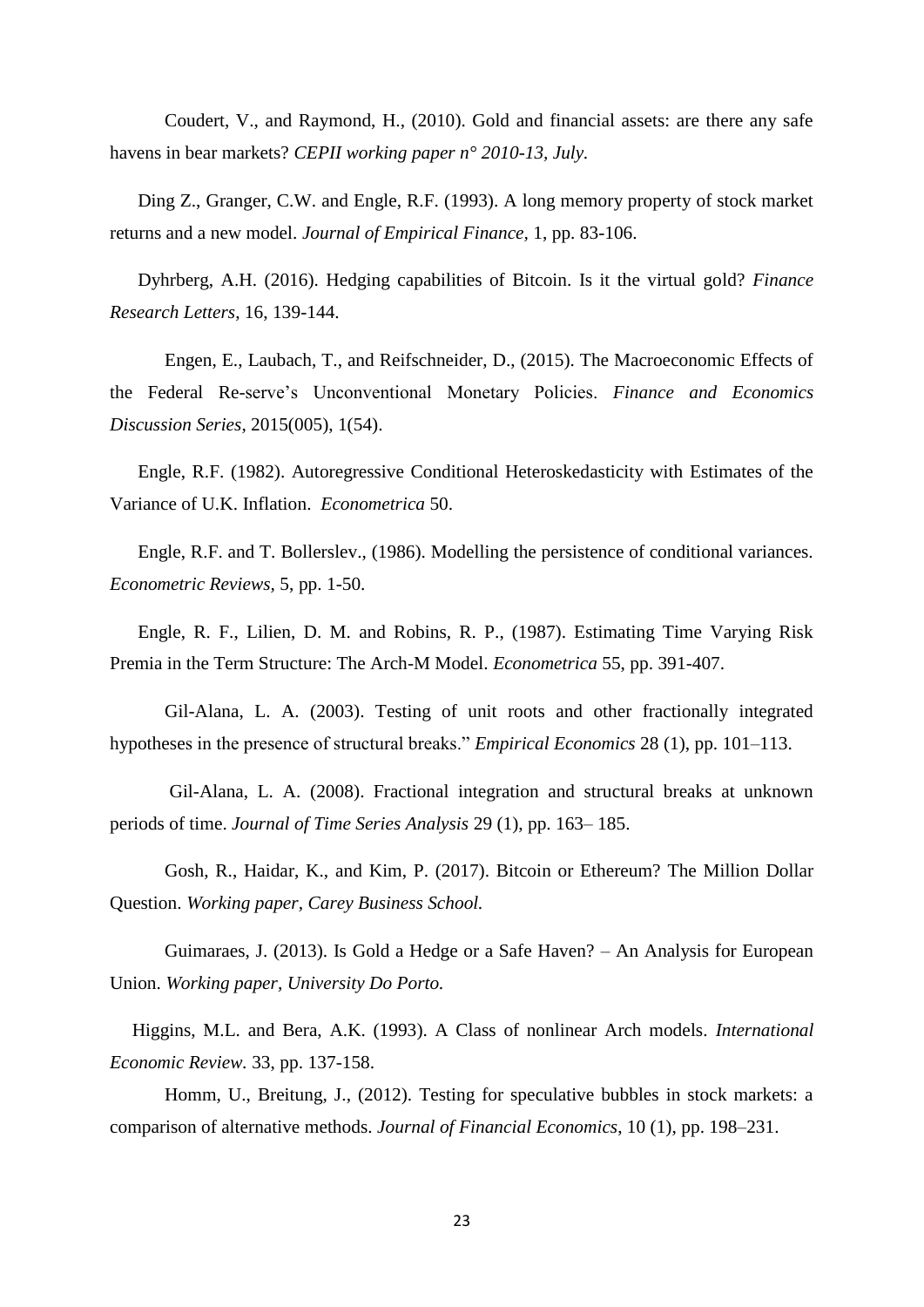Coudert, V., and Raymond, H., (2010). Gold and financial assets: are there any safe havens in bear markets? *CEPII working paper n° 2010-13, July.*

Ding Z., Granger, C.W. and Engle, R.F. (1993). A long memory property of stock market returns and a new model. *Journal of Empirical Finance,* 1, pp. 83-106.

Dyhrberg, A.H. (2016). Hedging capabilities of Bitcoin. Is it the virtual gold? *Finance Research Letters*, 16, 139-144.

Engen, E., Laubach, T., and Reifschneider, D., (2015). The Macroeconomic Effects of the Federal Re-serve's Unconventional Monetary Policies. *Finance and Economics Discussion Series*, 2015(005), 1(54).

Engle, R.F. (1982). Autoregressive Conditional Heteroskedasticity with Estimates of the Variance of U.K. Inflation. *Econometrica* 50.

Engle, R.F. and T. Bollerslev., (1986). Modelling the persistence of conditional variances. *Econometric Reviews*, 5, pp. 1-50.

Engle, R. F., Lilien, D. M. and Robins, R. P., (1987). Estimating Time Varying Risk Premia in the Term Structure: The Arch-M Model. *Econometrica* 55, pp. 391-407.

Gil-Alana, L. A. (2003). Testing of unit roots and other fractionally integrated hypotheses in the presence of structural breaks." *Empirical Economics* 28 (1), pp. 101–113.

Gil-Alana, L. A. (2008). Fractional integration and structural breaks at unknown periods of time. *Journal of Time Series Analysis* 29 (1), pp. 163– 185.

Gosh, R., Haidar, K., and Kim, P. (2017). Bitcoin or Ethereum? The Million Dollar Question. *Working paper, Carey Business School.*

Guimaraes, J. (2013). Is Gold a Hedge or a Safe Haven? – An Analysis for European Union. *Working paper, University Do Porto.*

Higgins, M.L. and Bera, A.K. (1993). A Class of nonlinear Arch models. *International Economic Review*. 33, pp. 137-158.

Homm, U., Breitung, J., (2012). Testing for speculative bubbles in stock markets: a comparison of alternative methods. *Journal of Financial Economics*, 10 (1), pp. 198–231.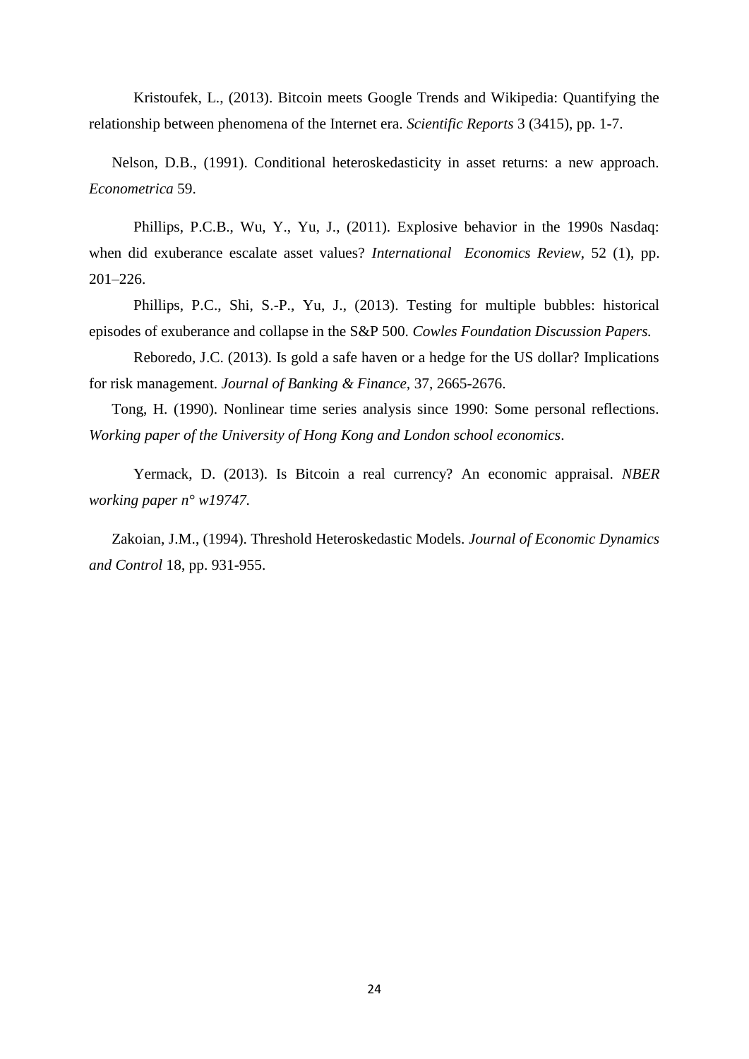Kristoufek, L., (2013). Bitcoin meets Google Trends and Wikipedia: Quantifying the relationship between phenomena of the Internet era. *Scientific Reports* 3 (3415), pp. 1-7.

Nelson, D.B., (1991). Conditional heteroskedasticity in asset returns: a new approach. *Econometrica* 59.

Phillips, P.C.B., Wu, Y., Yu, J., (2011). Explosive behavior in the 1990s Nasdaq: when did exuberance escalate asset values? *International Economics Review*, 52 (1), pp. 201–226.

Phillips, P.C., Shi, S.-P., Yu, J., (2013). Testing for multiple bubbles: historical episodes of exuberance and collapse in the S&P 500. *Cowles Foundation Discussion Papers.*

Reboredo, J.C. (2013). Is gold a safe haven or a hedge for the US dollar? Implications for risk management. *Journal of Banking & Finance*, 37, 2665-2676.

Tong, H. (1990). Nonlinear time series analysis since 1990: Some personal reflections. *Working paper of the University of Hong Kong and London school economics*.

Yermack, D. (2013). Is Bitcoin a real currency? An economic appraisal. *NBER working paper n° w19747.*

Zakoian, J.M., (1994). Threshold Heteroskedastic Models. *Journal of Economic Dynamics and Control* 18, pp. 931-955.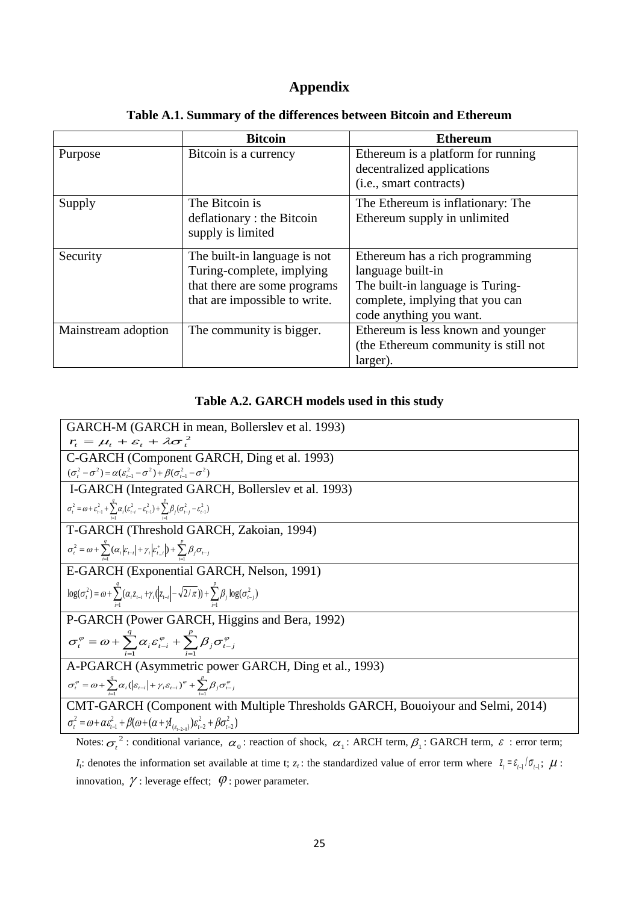# Appendix

**Table A.1. Summary of the differences between Bitcoin and Ethereum**

| | **Bitcoin** | **Ethereum** |
|---|---|---|
| Purpose | Bitcoin is a currency | Ethereum is a platform for running decentralized applications (i.e., smart contracts) |
| Supply | The Bitcoin is deflationary : the Bitcoin supply is limited | The Ethereum is inflationary: The Ethereum supply in unlimited |
| Security | The built-in language is not Turing-complete, implying that there are some programs that are impossible to write. | Ethereum has a rich programming language built-in The built-in language is Turing-complete, implying that you can code anything you want. |
| Mainstream adoption | The community is bigger. | Ethereum is less known and younger (the Ethereum community is still not larger). |

**Table A.2. GARCH models used in this study**

| |
|---|
| GARCH-M (GARCH in mean, Bollerslev et al. 1993) |
| $r_t = \mu_t + \varepsilon_t + \lambda\sigma_t^2$ |
| C-GARCH (Component GARCH, Ding et al. 1993) |
| $(\sigma_t^2 - \sigma^2) = \alpha(\varepsilon_{t-1}^2 - \sigma^2) + \beta(\sigma_{t-1}^2 - \sigma^2)$ |
| I-GARCH (Integrated GARCH, Bollerslev et al. 1993) |
| $\sigma_t^2 = \omega + \varepsilon_{t-1}^2 + \sum_{i=1}^{q}\alpha_i(\varepsilon_{t-i}^2 - \varepsilon_{t-1}^2) + \sum_{i=1}^{p}\beta_j(\sigma_{t-j}^2 - \varepsilon_{t-1}^2)$ |
| T-GARCH (Threshold GARCH, Zakoian, 1994) |
| $\sigma_t^2 = \omega + \sum_{i=1}^{q}(\alpha_i\lvert\varepsilon_{t-i}\rvert + \gamma_i\lvert\varepsilon_{t\_i}^{+}\rvert) + \sum_{i=1}^{p}\beta_j\sigma_{t-j}$ |
| E-GARCH (Exponential GARCH, Nelson, 1991) |
| $\log(\sigma_t^2) = \omega + \sum_{i=1}^{q}(\alpha_i z_{t-i} + \gamma_i(\lvert z_{t-i}\rvert - \sqrt{2/\pi})) + \sum_{i=1}^{p}\beta_j\log(\sigma_{t-j}^2)$ |
| P-GARCH (Power GARCH, Higgins and Bera, 1992) |
| $\sigma_t^{\varphi} = \omega + \sum_{i=1}^{q}\alpha_i\varepsilon_{t-i}^{\varphi} + \sum_{i=1}^{p}\beta_j\sigma_{t-j}^{\varphi}$ |
| A-PGARCH (Asymmetric power GARCH, Ding et al., 1993) |
| $\sigma_t^{\varphi} = \omega + \sum_{i=1}^{q}\alpha_i(\lvert\varepsilon_{t-i}\rvert + \gamma_i\varepsilon_{t-i})^{\varphi} + \sum_{i=1}^{p}\beta_j\sigma_{t-j}^{\varphi}$ |
| CMT-GARCH (Component with Multiple Thresholds GARCH, Bouoiyour and Selmi, 2014) |
| $\sigma_t^2 = \omega + \alpha\varepsilon_{t-1}^2 + \beta(\omega + (\alpha + \gamma I_{(\varepsilon_{t-2}>0)})\varepsilon_{t-2}^2 + \beta\sigma_{t-2}^2)$ |

Notes: $\sigma_t^2$ : conditional variance, $\alpha_0$ : reaction of shock, $\alpha_1$ : ARCH term, $\beta_1$ : GARCH term, $\varepsilon$ : error term; $I_t$: denotes the information set available at time t; $z_t$ : the standardized value of error term where $z_t = \varepsilon_{t-1}/\sigma_{t-1}$; $\mu$ : innovation, $\gamma$ : leverage effect; $\varphi$ : power parameter.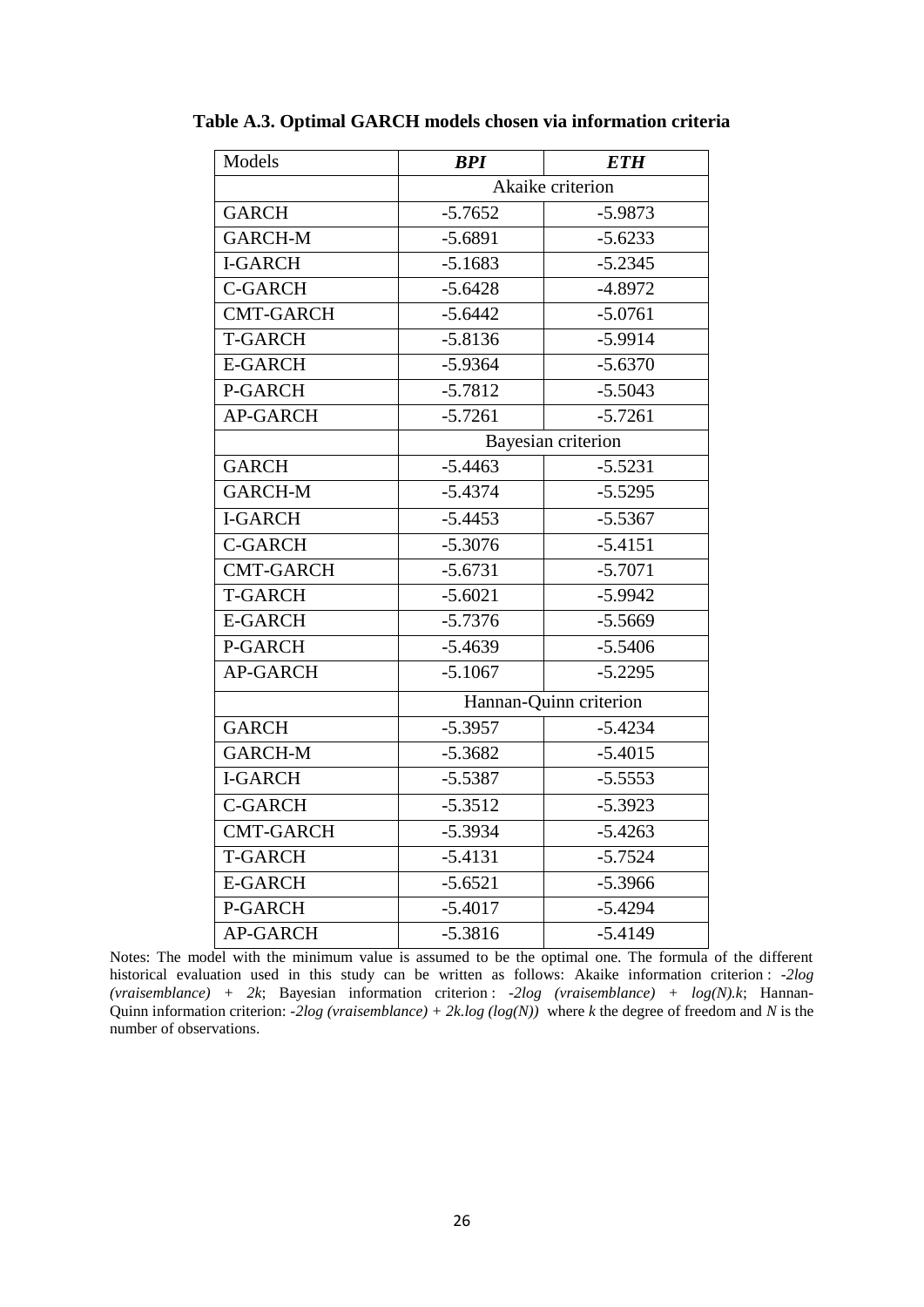**Table A.3. Optimal GARCH models chosen via information criteria**

| Models | ***BPI*** | ***ETH*** |
|---|---|---|
| | Akaike criterion | |
| GARCH | -5.7652 | -5.9873 |
| GARCH-M | -5.6891 | -5.6233 |
| I-GARCH | -5.1683 | -5.2345 |
| C-GARCH | -5.6428 | -4.8972 |
| CMT-GARCH | -5.6442 | -5.0761 |
| T-GARCH | -5.8136 | -5.9914 |
| E-GARCH | -5.9364 | -5.6370 |
| P-GARCH | -5.7812 | -5.5043 |
| AP-GARCH | -5.7261 | -5.7261 |
| | Bayesian criterion | |
| GARCH | -5.4463 | -5.5231 |
| GARCH-M | -5.4374 | -5.5295 |
| I-GARCH | -5.4453 | -5.5367 |
| C-GARCH | -5.3076 | -5.4151 |
| CMT-GARCH | -5.6731 | -5.7071 |
| T-GARCH | -5.6021 | -5.9942 |
| E-GARCH | -5.7376 | -5.5669 |
| P-GARCH | -5.4639 | -5.5406 |
| AP-GARCH | -5.1067 | -5.2295 |
| | Hannan-Quinn criterion | |
| GARCH | -5.3957 | -5.4234 |
| GARCH-M | -5.3682 | -5.4015 |
| I-GARCH | -5.5387 | -5.5553 |
| C-GARCH | -5.3512 | -5.3923 |
| CMT-GARCH | -5.3934 | -5.4263 |
| T-GARCH | -5.4131 | -5.7524 |
| E-GARCH | -5.6521 | -5.3966 |
| P-GARCH | -5.4017 | -5.4294 |
| AP-GARCH | -5.3816 | -5.4149 |

Notes: The model with the minimum value is assumed to be the optimal one. The formula of the different historical evaluation used in this study can be written as follows: Akaike information criterion : *-2log (vraisemblance) + 2k*; Bayesian information criterion : *-2log (vraisemblance) + log(N).k*; Hannan-Quinn information criterion: *-2log (vraisemblance) + 2k.log (log(N))* where *k* the degree of freedom and *N* is the number of observations.